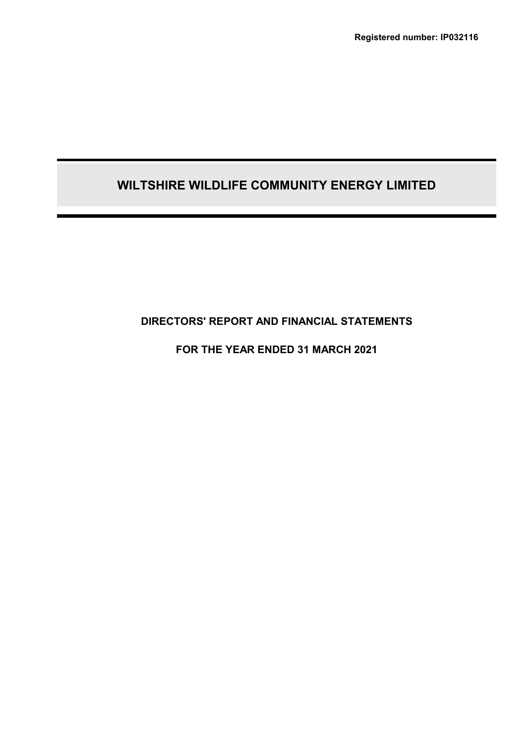**Registered number: IP032116**

# WILTSHIRE WILDLIFE COMMUNITY ENERGY LIMITED

## DIRECTORS' REPORT AND FINANCIAL STATEMENTS

## FOR THE YEAR ENDED 31 MARCH 2021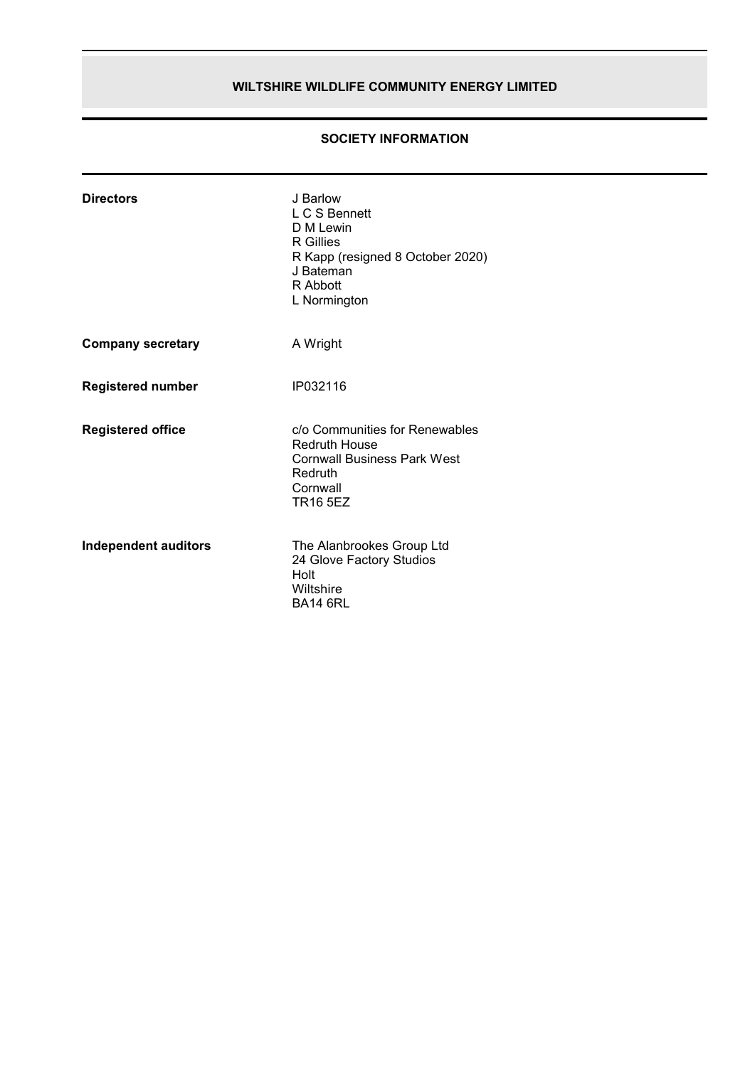# WILTSHIRE WILDLIFE COMMUNITY ENERGY LIMITED

## SOCIETY INFORMATION

**Directors**
J Barlow
L C S Bennett
D M Lewin
R Gillies
R Kapp (resigned 8 October 2020)
J Bateman
R Abbott
L Normington

**Company secretary**
A Wright

**Registered number**
IP032116

**Registered office**
c/o Communities for Renewables
Redruth House
Cornwall Business Park West
Redruth
Cornwall
TR16 5EZ

**Independent auditors**
The Alanbrookes Group Ltd
24 Glove Factory Studios
Holt
Wiltshire
BA14 6RL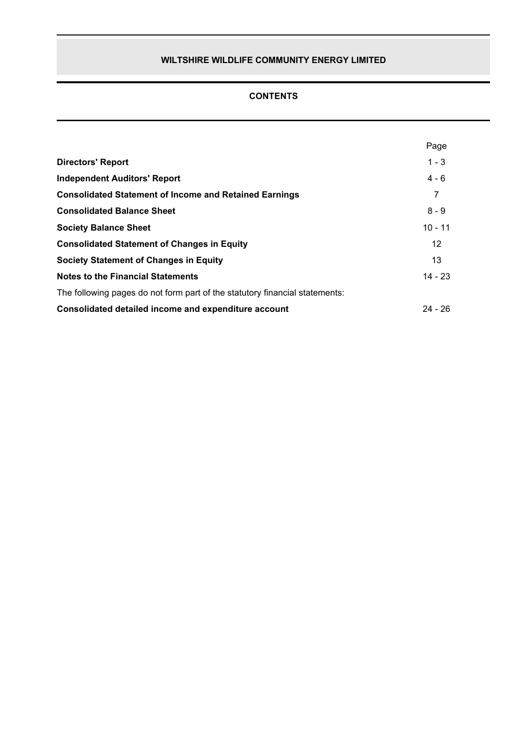# WILTSHIRE WILDLIFE COMMUNITY ENERGY LIMITED

## CONTENTS

| | Page |
|---|---|
| **Directors' Report** | 1 - 3 |
| **Independent Auditors' Report** | 4 - 6 |
| **Consolidated Statement of Income and Retained Earnings** | 7 |
| **Consolidated Balance Sheet** | 8 - 9 |
| **Society Balance Sheet** | 10 - 11 |
| **Consolidated Statement of Changes in Equity** | 12 |
| **Society Statement of Changes in Equity** | 13 |
| **Notes to the Financial Statements** | 14 - 23 |
| The following pages do not form part of the statutory financial statements: | |
| **Consolidated detailed income and expenditure account** | 24 - 26 |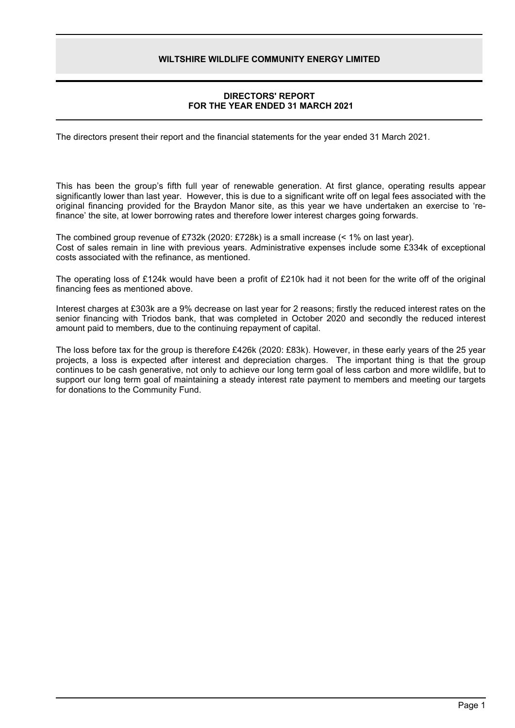# WILTSHIRE WILDLIFE COMMUNITY ENERGY LIMITED

## DIRECTORS' REPORT
## FOR THE YEAR ENDED 31 MARCH 2021

The directors present their report and the financial statements for the year ended 31 March 2021.

This has been the group's fifth full year of renewable generation. At first glance, operating results appear significantly lower than last year. However, this is due to a significant write off on legal fees associated with the original financing provided for the Braydon Manor site, as this year we have undertaken an exercise to 're-finance' the site, at lower borrowing rates and therefore lower interest charges going forwards.

The combined group revenue of £732k (2020: £728k) is a small increase (< 1% on last year).
Cost of sales remain in line with previous years. Administrative expenses include some £334k of exceptional costs associated with the refinance, as mentioned.

The operating loss of £124k would have been a profit of £210k had it not been for the write off of the original financing fees as mentioned above.

Interest charges at £303k are a 9% decrease on last year for 2 reasons; firstly the reduced interest rates on the senior financing with Triodos bank, that was completed in October 2020 and secondly the reduced interest amount paid to members, due to the continuing repayment of capital.

The loss before tax for the group is therefore £426k (2020: £83k). However, in these early years of the 25 year projects, a loss is expected after interest and depreciation charges. The important thing is that the group continues to be cash generative, not only to achieve our long term goal of less carbon and more wildlife, but to support our long term goal of maintaining a steady interest rate payment to members and meeting our targets for donations to the Community Fund.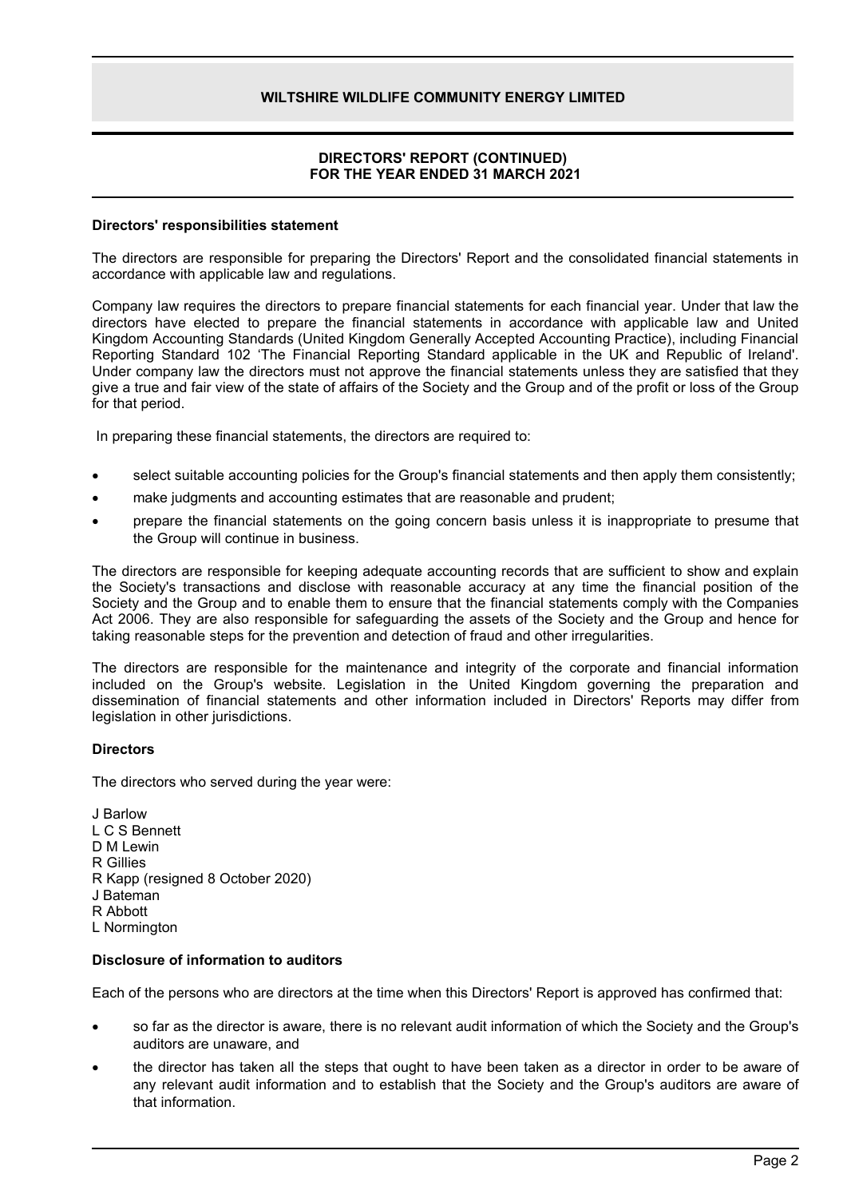## Directors' responsibilities statement

The directors are responsible for preparing the Directors' Report and the consolidated financial statements in accordance with applicable law and regulations.

Company law requires the directors to prepare financial statements for each financial year. Under that law the directors have elected to prepare the financial statements in accordance with applicable law and United Kingdom Accounting Standards (United Kingdom Generally Accepted Accounting Practice), including Financial Reporting Standard 102 'The Financial Reporting Standard applicable in the UK and Republic of Ireland'. Under company law the directors must not approve the financial statements unless they are satisfied that they give a true and fair view of the state of affairs of the Society and the Group and of the profit or loss of the Group for that period.

In preparing these financial statements, the directors are required to:

- select suitable accounting policies for the Group's financial statements and then apply them consistently;
- make judgments and accounting estimates that are reasonable and prudent;
- prepare the financial statements on the going concern basis unless it is inappropriate to presume that the Group will continue in business.

The directors are responsible for keeping adequate accounting records that are sufficient to show and explain the Society's transactions and disclose with reasonable accuracy at any time the financial position of the Society and the Group and to enable them to ensure that the financial statements comply with the Companies Act 2006. They are also responsible for safeguarding the assets of the Society and the Group and hence for taking reasonable steps for the prevention and detection of fraud and other irregularities.

The directors are responsible for the maintenance and integrity of the corporate and financial information included on the Group's website. Legislation in the United Kingdom governing the preparation and dissemination of financial statements and other information included in Directors' Reports may differ from legislation in other jurisdictions.

## Directors

The directors who served during the year were:

J Barlow
L C S Bennett
D M Lewin
R Gillies
R Kapp (resigned 8 October 2020)
J Bateman
R Abbott
L Normington

## Disclosure of information to auditors

Each of the persons who are directors at the time when this Directors' Report is approved has confirmed that:

- so far as the director is aware, there is no relevant audit information of which the Society and the Group's auditors are unaware, and
- the director has taken all the steps that ought to have been taken as a director in order to be aware of any relevant audit information and to establish that the Society and the Group's auditors are aware of that information.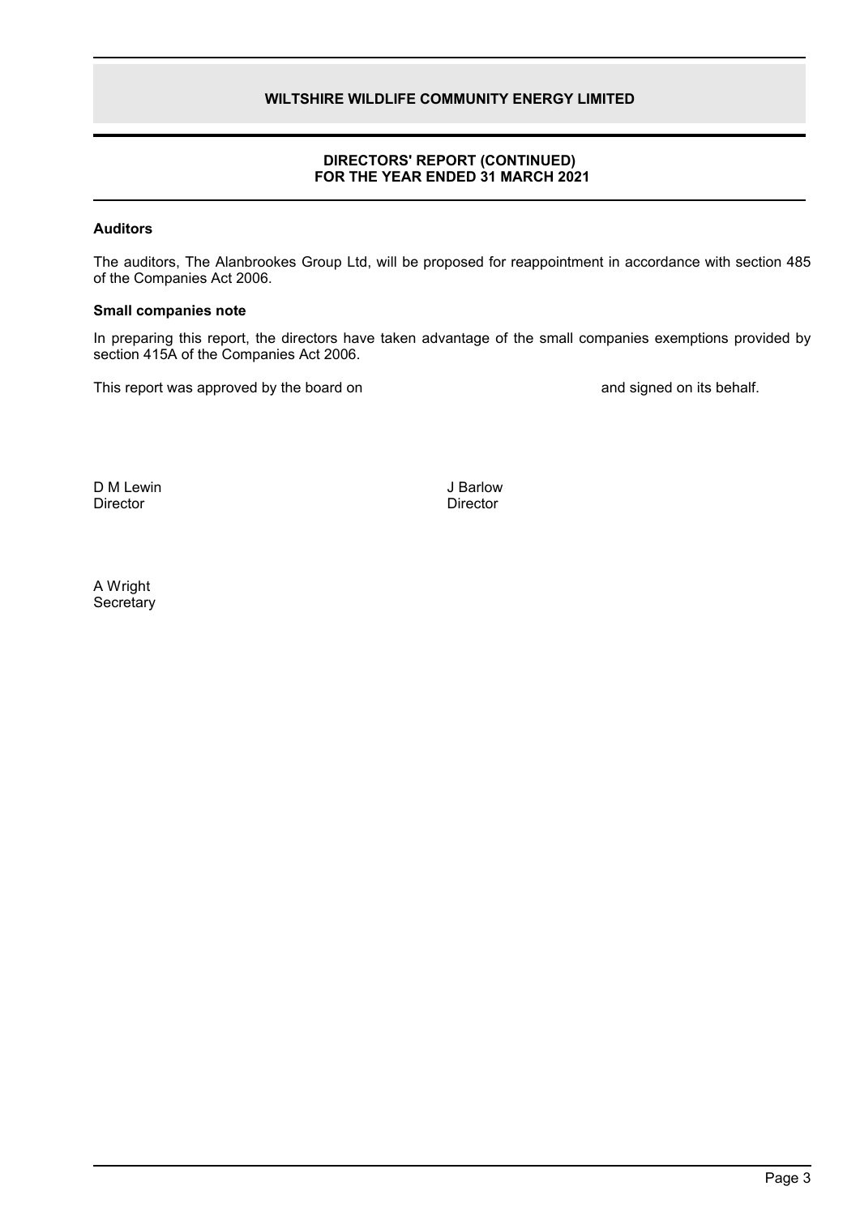## DIRECTORS' REPORT (CONTINUED) FOR THE YEAR ENDED 31 MARCH 2021

### Auditors

The auditors, The Alanbrookes Group Ltd, will be proposed for reappointment in accordance with section 485 of the Companies Act 2006.

### Small companies note

In preparing this report, the directors have taken advantage of the small companies exemptions provided by section 415A of the Companies Act 2006.

This report was approved by the board on and signed on its behalf.

D M Lewin
Director

J Barlow
Director

A Wright
Secretary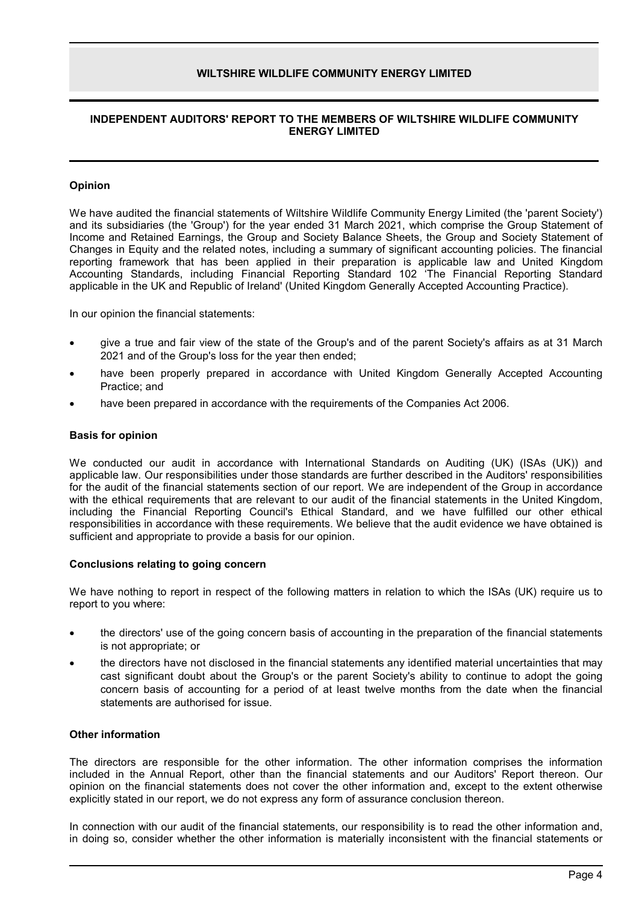## INDEPENDENT AUDITORS' REPORT TO THE MEMBERS OF WILTSHIRE WILDLIFE COMMUNITY ENERGY LIMITED

### Opinion

We have audited the financial statements of Wiltshire Wildlife Community Energy Limited (the 'parent Society') and its subsidiaries (the 'Group') for the year ended 31 March 2021, which comprise the Group Statement of Income and Retained Earnings, the Group and Society Balance Sheets, the Group and Society Statement of Changes in Equity and the related notes, including a summary of significant accounting policies. The financial reporting framework that has been applied in their preparation is applicable law and United Kingdom Accounting Standards, including Financial Reporting Standard 102 'The Financial Reporting Standard applicable in the UK and Republic of Ireland' (United Kingdom Generally Accepted Accounting Practice).

In our opinion the financial statements:

- give a true and fair view of the state of the Group's and of the parent Society's affairs as at 31 March 2021 and of the Group's loss for the year then ended;
- have been properly prepared in accordance with United Kingdom Generally Accepted Accounting Practice; and
- have been prepared in accordance with the requirements of the Companies Act 2006.

### Basis for opinion

We conducted our audit in accordance with International Standards on Auditing (UK) (ISAs (UK)) and applicable law. Our responsibilities under those standards are further described in the Auditors' responsibilities for the audit of the financial statements section of our report. We are independent of the Group in accordance with the ethical requirements that are relevant to our audit of the financial statements in the United Kingdom, including the Financial Reporting Council's Ethical Standard, and we have fulfilled our other ethical responsibilities in accordance with these requirements. We believe that the audit evidence we have obtained is sufficient and appropriate to provide a basis for our opinion.

### Conclusions relating to going concern

We have nothing to report in respect of the following matters in relation to which the ISAs (UK) require us to report to you where:

- the directors' use of the going concern basis of accounting in the preparation of the financial statements is not appropriate; or
- the directors have not disclosed in the financial statements any identified material uncertainties that may cast significant doubt about the Group's or the parent Society's ability to continue to adopt the going concern basis of accounting for a period of at least twelve months from the date when the financial statements are authorised for issue.

### Other information

The directors are responsible for the other information. The other information comprises the information included in the Annual Report, other than the financial statements and our Auditors' Report thereon. Our opinion on the financial statements does not cover the other information and, except to the extent otherwise explicitly stated in our report, we do not express any form of assurance conclusion thereon.

In connection with our audit of the financial statements, our responsibility is to read the other information and, in doing so, consider whether the other information is materially inconsistent with the financial statements or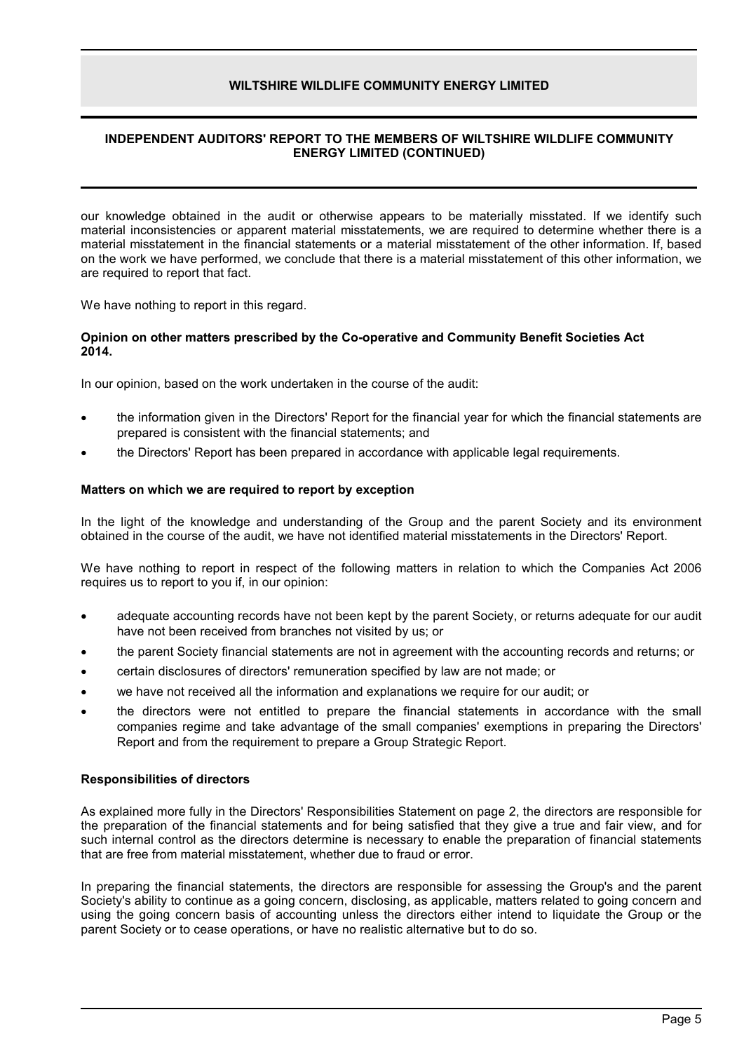our knowledge obtained in the audit or otherwise appears to be materially misstated. If we identify such material inconsistencies or apparent material misstatements, we are required to determine whether there is a material misstatement in the financial statements or a material misstatement of the other information. If, based on the work we have performed, we conclude that there is a material misstatement of this other information, we are required to report that fact.

We have nothing to report in this regard.

**Opinion on other matters prescribed by the Co-operative and Community Benefit Societies Act 2014.**

In our opinion, based on the work undertaken in the course of the audit:

- the information given in the Directors' Report for the financial year for which the financial statements are prepared is consistent with the financial statements; and
- the Directors' Report has been prepared in accordance with applicable legal requirements.

**Matters on which we are required to report by exception**

In the light of the knowledge and understanding of the Group and the parent Society and its environment obtained in the course of the audit, we have not identified material misstatements in the Directors' Report.

We have nothing to report in respect of the following matters in relation to which the Companies Act 2006 requires us to report to you if, in our opinion:

- adequate accounting records have not been kept by the parent Society, or returns adequate for our audit have not been received from branches not visited by us; or
- the parent Society financial statements are not in agreement with the accounting records and returns; or
- certain disclosures of directors' remuneration specified by law are not made; or
- we have not received all the information and explanations we require for our audit; or
- the directors were not entitled to prepare the financial statements in accordance with the small companies regime and take advantage of the small companies' exemptions in preparing the Directors' Report and from the requirement to prepare a Group Strategic Report.

**Responsibilities of directors**

As explained more fully in the Directors' Responsibilities Statement on page 2, the directors are responsible for the preparation of the financial statements and for being satisfied that they give a true and fair view, and for such internal control as the directors determine is necessary to enable the preparation of financial statements that are free from material misstatement, whether due to fraud or error.

In preparing the financial statements, the directors are responsible for assessing the Group's and the parent Society's ability to continue as a going concern, disclosing, as applicable, matters related to going concern and using the going concern basis of accounting unless the directors either intend to liquidate the Group or the parent Society or to cease operations, or have no realistic alternative but to do so.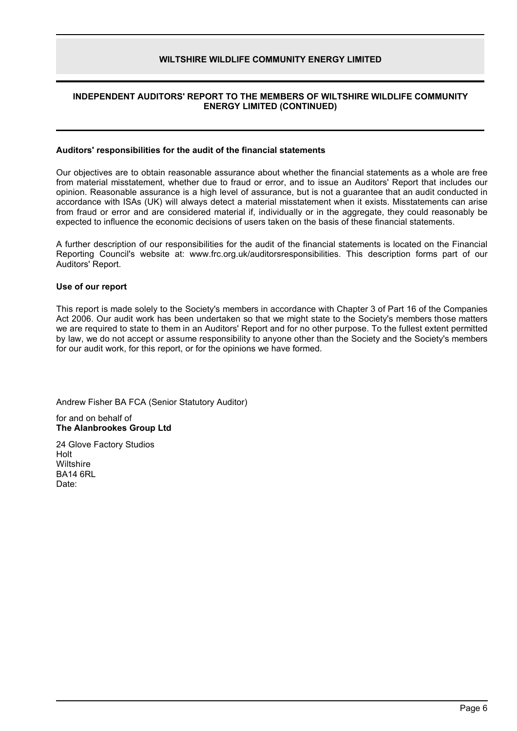# WILTSHIRE WILDLIFE COMMUNITY ENERGY LIMITED

## INDEPENDENT AUDITORS' REPORT TO THE MEMBERS OF WILTSHIRE WILDLIFE COMMUNITY ENERGY LIMITED (CONTINUED)

### Auditors' responsibilities for the audit of the financial statements

Our objectives are to obtain reasonable assurance about whether the financial statements as a whole are free from material misstatement, whether due to fraud or error, and to issue an Auditors' Report that includes our opinion. Reasonable assurance is a high level of assurance, but is not a guarantee that an audit conducted in accordance with ISAs (UK) will always detect a material misstatement when it exists. Misstatements can arise from fraud or error and are considered material if, individually or in the aggregate, they could reasonably be expected to influence the economic decisions of users taken on the basis of these financial statements.

A further description of our responsibilities for the audit of the financial statements is located on the Financial Reporting Council's website at: www.frc.org.uk/auditorsresponsibilities. This description forms part of our Auditors' Report.

### Use of our report

This report is made solely to the Society's members in accordance with Chapter 3 of Part 16 of the Companies Act 2006. Our audit work has been undertaken so that we might state to the Society's members those matters we are required to state to them in an Auditors' Report and for no other purpose. To the fullest extent permitted by law, we do not accept or assume responsibility to anyone other than the Society and the Society's members for our audit work, for this report, or for the opinions we have formed.

Andrew Fisher BA FCA (Senior Statutory Auditor)

for and on behalf of
**The Alanbrookes Group Ltd**

24 Glove Factory Studios
Holt
Wiltshire
BA14 6RL
Date: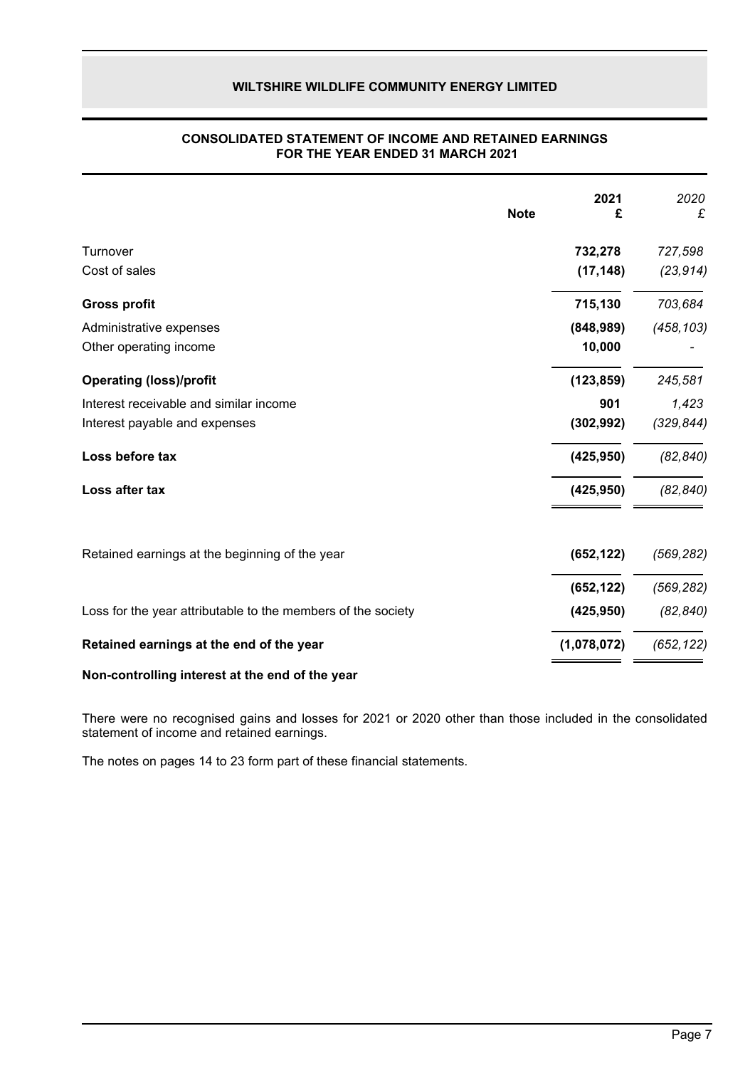# WILTSHIRE WILDLIFE COMMUNITY ENERGY LIMITED

## CONSOLIDATED STATEMENT OF INCOME AND RETAINED EARNINGS FOR THE YEAR ENDED 31 MARCH 2021

| | Note | 2021 £ | *2020 £* |
|---|---|---|---|
| Turnover | | **732,278** | *727,598* |
| Cost of sales | | **(17,148)** | *(23,914)* |
| **Gross profit** | | **715,130** | *703,684* |
| Administrative expenses | | **(848,989)** | *(458,103)* |
| Other operating income | | **10,000** | *-* |
| **Operating (loss)/profit** | | **(123,859)** | *245,581* |
| Interest receivable and similar income | | **901** | *1,423* |
| Interest payable and expenses | | **(302,992)** | *(329,844)* |
| **Loss before tax** | | **(425,950)** | *(82,840)* |
| **Loss after tax** | | **(425,950)** | *(82,840)* |
| | | | |
| Retained earnings at the beginning of the year | | **(652,122)** | *(569,282)* |
| | | **(652,122)** | *(569,282)* |
| Loss for the year attributable to the members of the society | | **(425,950)** | *(82,840)* |
| **Retained earnings at the end of the year** | | **(1,078,072)** | *(652,122)* |
| **Non-controlling interest at the end of the year** | | | |

There were no recognised gains and losses for 2021 or 2020 other than those included in the consolidated statement of income and retained earnings.

The notes on pages 14 to 23 form part of these financial statements.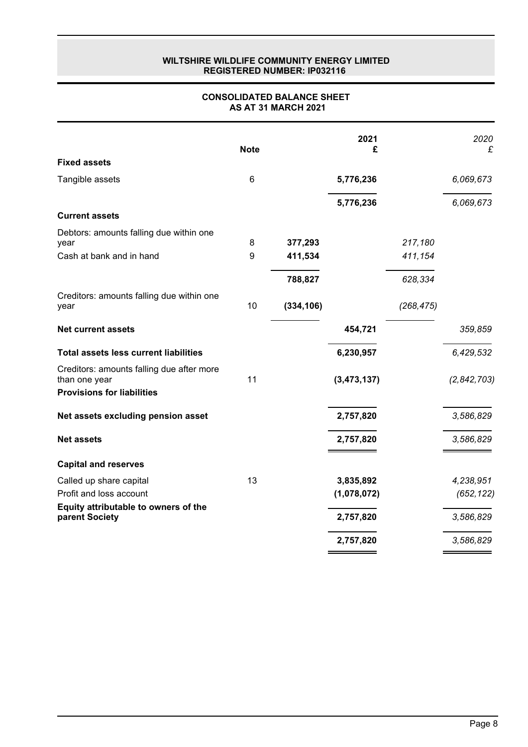**WILTSHIRE WILDLIFE COMMUNITY ENERGY LIMITED**
**REGISTERED NUMBER: IP032116**

## CONSOLIDATED BALANCE SHEET
## AS AT 31 MARCH 2021

| | Note | | 2021 £ | | *2020 £* |
|---|---|---|---|---|---|
| **Fixed assets** | | | | | |
| Tangible assets | 6 | | **5,776,236** | | *6,069,673* |
| | | | **5,776,236** | | *6,069,673* |
| **Current assets** | | | | | |
| Debtors: amounts falling due within one year | 8 | **377,293** | | *217,180* | |
| Cash at bank and in hand | 9 | **411,534** | | *411,154* | |
| | | **788,827** | | *628,334* | |
| Creditors: amounts falling due within one year | 10 | **(334,106)** | | *(268,475)* | |
| **Net current assets** | | | **454,721** | | *359,859* |
| **Total assets less current liabilities** | | | **6,230,957** | | *6,429,532* |
| Creditors: amounts falling due after more than one year | 11 | | **(3,473,137)** | | *(2,842,703)* |
| **Provisions for liabilities** | | | | | |
| **Net assets excluding pension asset** | | | **2,757,820** | | *3,586,829* |
| **Net assets** | | | **2,757,820** | | *3,586,829* |
| **Capital and reserves** | | | | | |
| Called up share capital | 13 | | **3,835,892** | | *4,238,951* |
| Profit and loss account | | | **(1,078,072)** | | *(652,122)* |
| **Equity attributable to owners of the parent Society** | | | **2,757,820** | | *3,586,829* |
| | | | **2,757,820** | | *3,586,829* |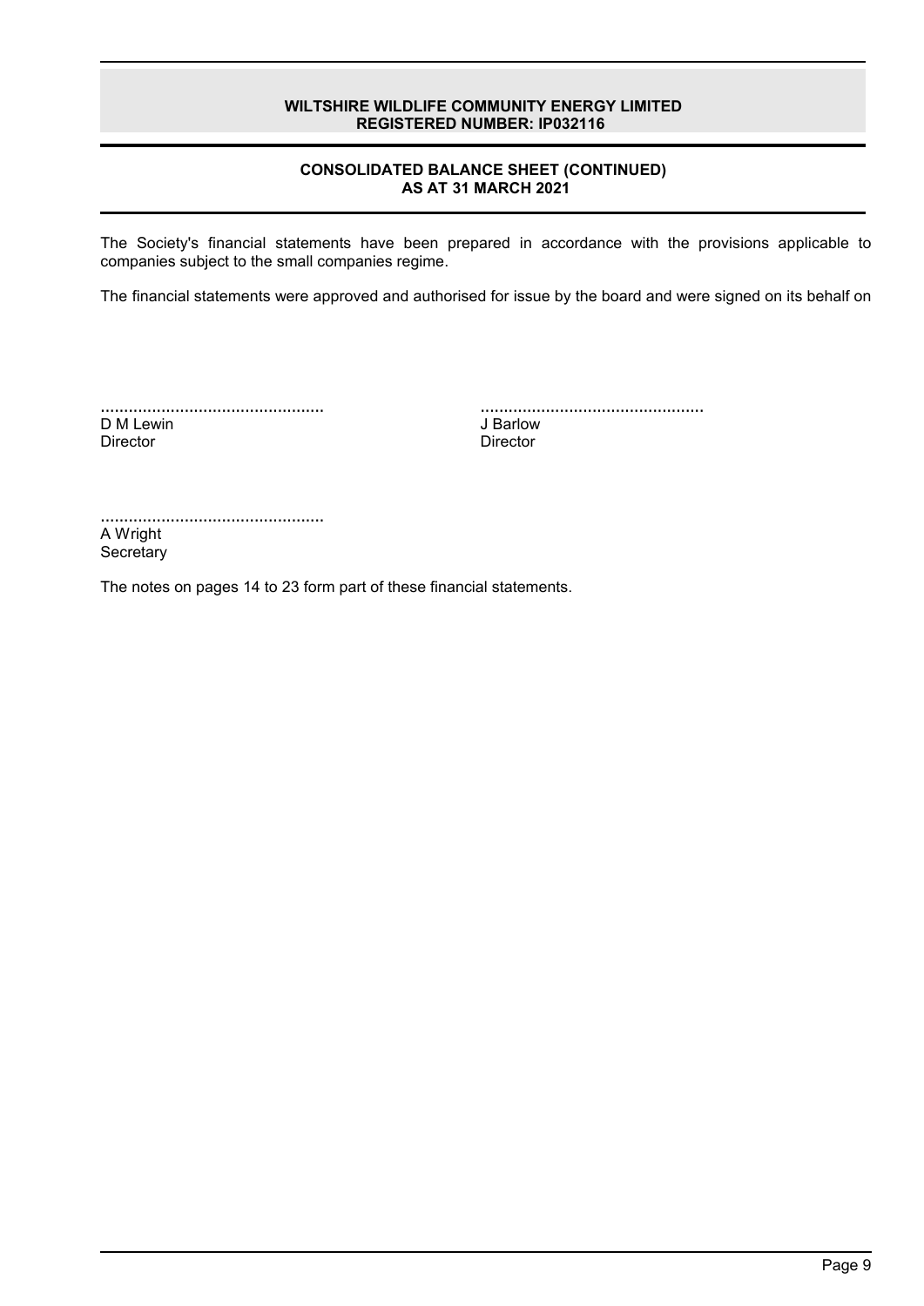**WILTSHIRE WILDLIFE COMMUNITY ENERGY LIMITED**
**REGISTERED NUMBER: IP032116**

## CONSOLIDATED BALANCE SHEET (CONTINUED)
## AS AT 31 MARCH 2021

The Society's financial statements have been prepared in accordance with the provisions applicable to companies subject to the small companies regime.

The financial statements were approved and authorised for issue by the board and were signed on its behalf on

................................................
D M Lewin
Director

................................................
J Barlow
Director

................................................
A Wright
Secretary

The notes on pages 14 to 23 form part of these financial statements.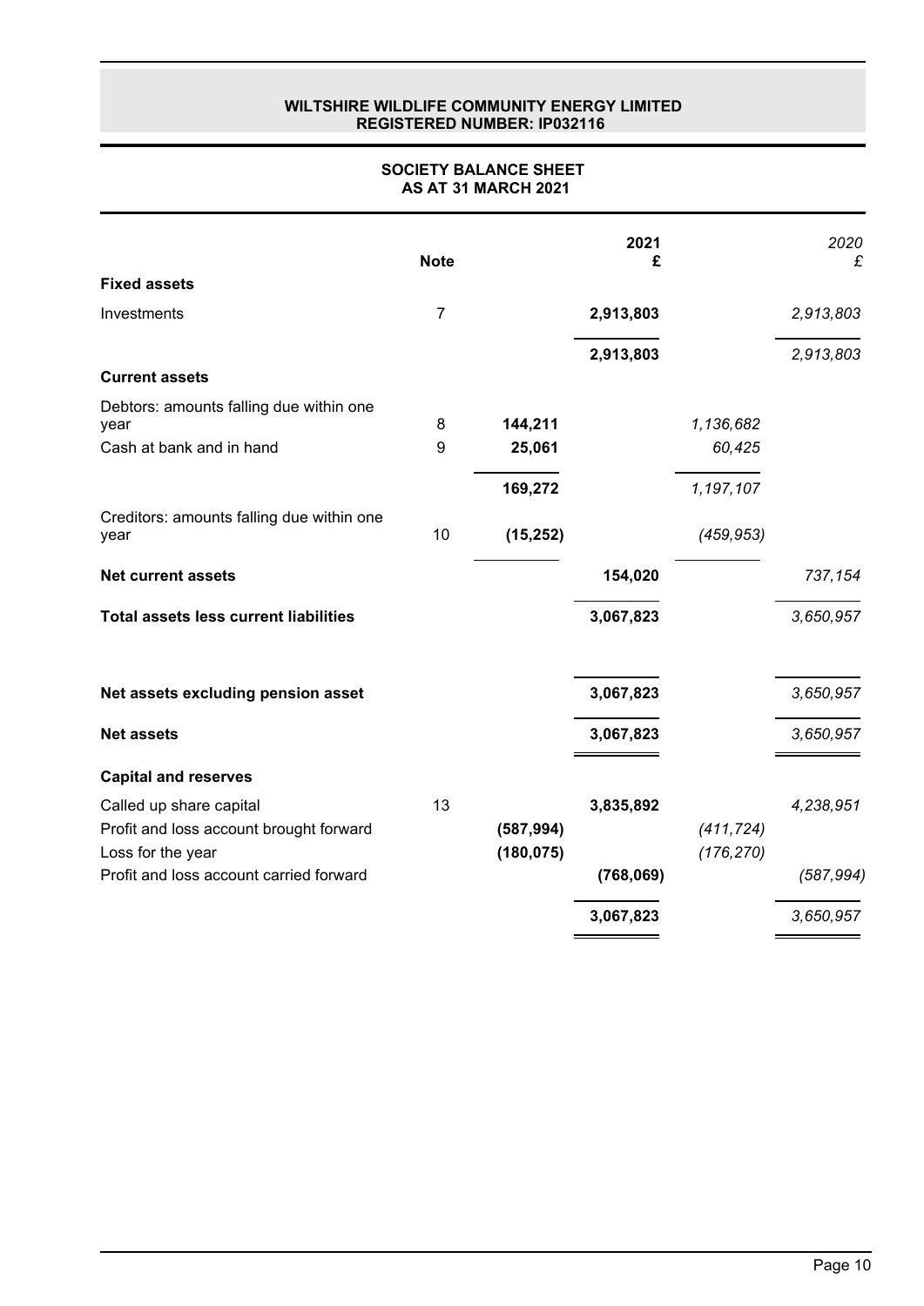**WILTSHIRE WILDLIFE COMMUNITY ENERGY LIMITED**
**REGISTERED NUMBER: IP032116**

# SOCIETY BALANCE SHEET
## AS AT 31 MARCH 2021

| | Note | | 2021 £ | | *2020 £* |
|---|---|---|---|---|---|
| **Fixed assets** | | | | | |
| Investments | 7 | | **2,913,803** | | *2,913,803* |
| | | | **2,913,803** | | *2,913,803* |
| **Current assets** | | | | | |
| Debtors: amounts falling due within one year | 8 | **144,211** | | *1,136,682* | |
| Cash at bank and in hand | 9 | **25,061** | | *60,425* | |
| | | **169,272** | | *1,197,107* | |
| Creditors: amounts falling due within one year | 10 | **(15,252)** | | *(459,953)* | |
| **Net current assets** | | | **154,020** | | *737,154* |
| **Total assets less current liabilities** | | | **3,067,823** | | *3,650,957* |
| **Net assets excluding pension asset** | | | **3,067,823** | | *3,650,957* |
| **Net assets** | | | **3,067,823** | | *3,650,957* |
| **Capital and reserves** | | | | | |
| Called up share capital | 13 | | **3,835,892** | | *4,238,951* |
| Profit and loss account brought forward | | **(587,994)** | | *(411,724)* | |
| Loss for the year | | **(180,075)** | | *(176,270)* | |
| Profit and loss account carried forward | | | **(768,069)** | | *(587,994)* |
| | | | **3,067,823** | | *3,650,957* |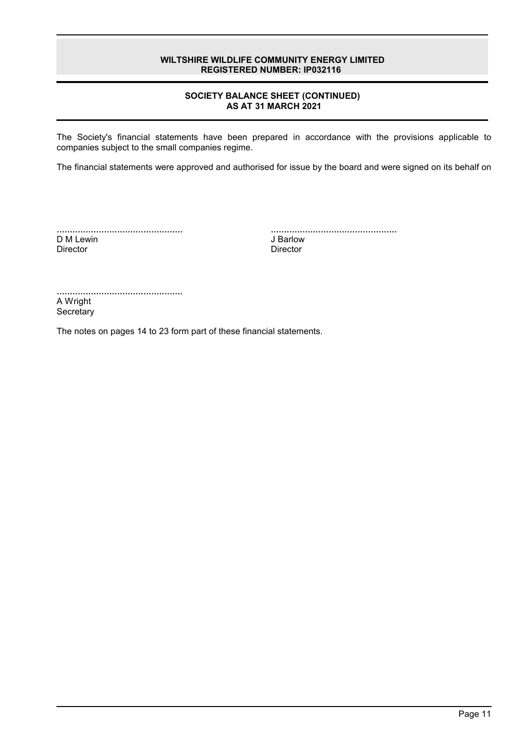# SOCIETY BALANCE SHEET (CONTINUED)
## AS AT 31 MARCH 2021

The Society's financial statements have been prepared in accordance with the provisions applicable to companies subject to the small companies regime.

The financial statements were approved and authorised for issue by the board and were signed on its behalf on

................................................
D M Lewin
Director

................................................
J Barlow
Director

................................................
A Wright
Secretary

The notes on pages 14 to 23 form part of these financial statements.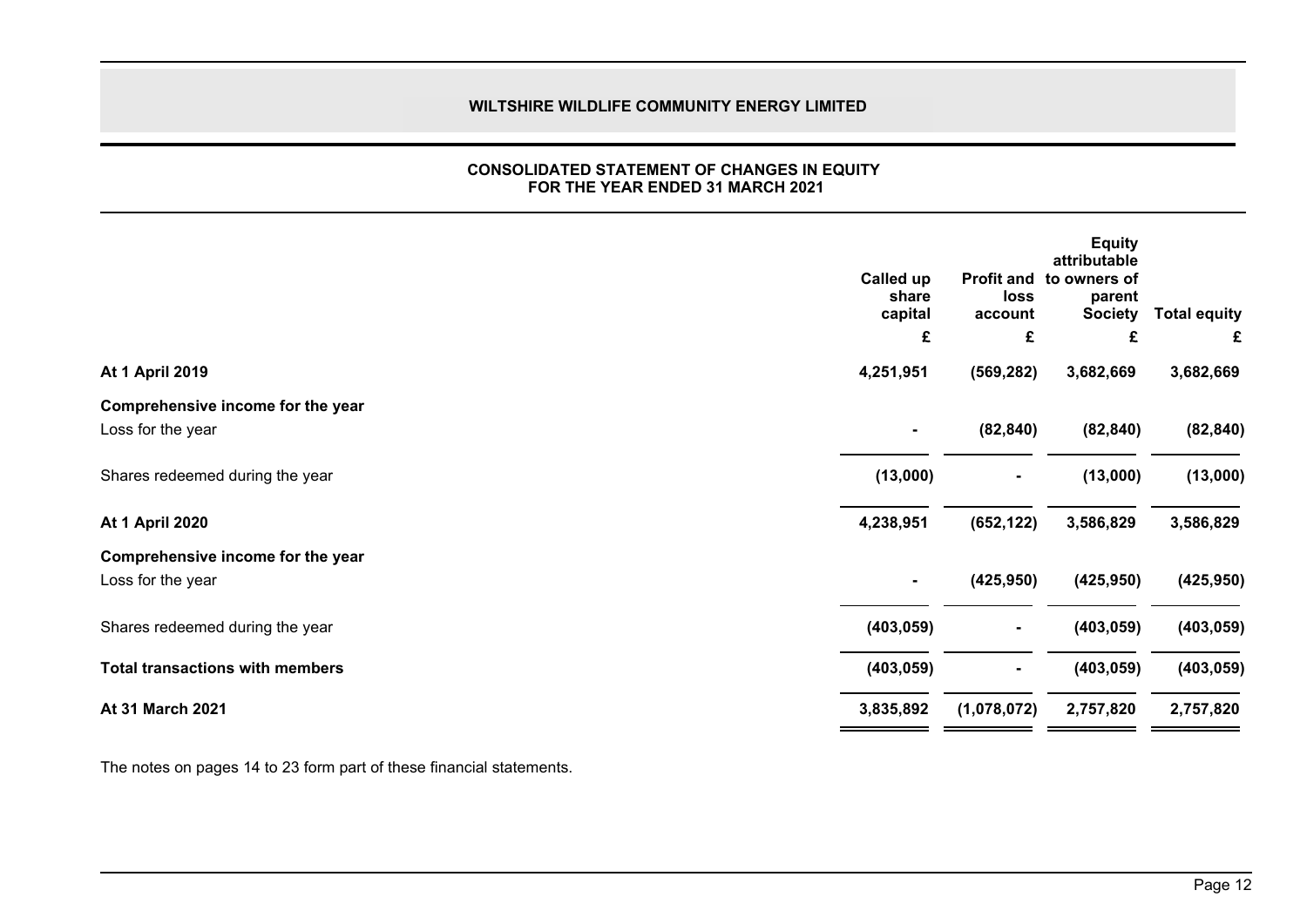# WILTSHIRE WILDLIFE COMMUNITY ENERGY LIMITED

## CONSOLIDATED STATEMENT OF CHANGES IN EQUITY
## FOR THE YEAR ENDED 31 MARCH 2021

| | Called up share capital | Profit and loss account | Equity attributable to owners of parent Society | Total equity |
|---|---|---|---|---|
| | £ | £ | £ | £ |
| **At 1 April 2019** | **4,251,951** | **(569,282)** | **3,682,669** | **3,682,669** |
| **Comprehensive income for the year** | | | | |
| Loss for the year | **-** | **(82,840)** | **(82,840)** | **(82,840)** |
| Shares redeemed during the year | **(13,000)** | **-** | **(13,000)** | **(13,000)** |
| **At 1 April 2020** | **4,238,951** | **(652,122)** | **3,586,829** | **3,586,829** |
| **Comprehensive income for the year** | | | | |
| Loss for the year | **-** | **(425,950)** | **(425,950)** | **(425,950)** |
| Shares redeemed during the year | **(403,059)** | **-** | **(403,059)** | **(403,059)** |
| **Total transactions with members** | **(403,059)** | **-** | **(403,059)** | **(403,059)** |
| **At 31 March 2021** | **3,835,892** | **(1,078,072)** | **2,757,820** | **2,757,820** |

The notes on pages 14 to 23 form part of these financial statements.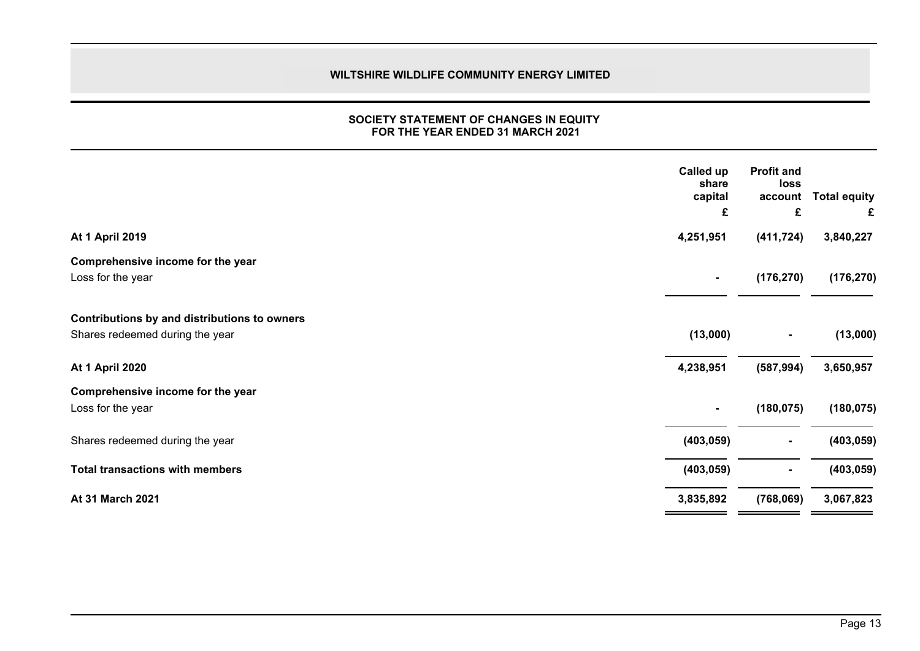# WILTSHIRE WILDLIFE COMMUNITY ENERGY LIMITED

## SOCIETY STATEMENT OF CHANGES IN EQUITY
## FOR THE YEAR ENDED 31 MARCH 2021

| | Called up share capital £ | Profit and loss account £ | Total equity £ |
|---|---|---|---|
| **At 1 April 2019** | **4,251,951** | **(411,724)** | **3,840,227** |
| **Comprehensive income for the year** | | | |
| Loss for the year | **-** | **(176,270)** | **(176,270)** |
| **Contributions by and distributions to owners** | | | |
| Shares redeemed during the year | **(13,000)** | **-** | **(13,000)** |
| **At 1 April 2020** | **4,238,951** | **(587,994)** | **3,650,957** |
| **Comprehensive income for the year** | | | |
| Loss for the year | **-** | **(180,075)** | **(180,075)** |
| Shares redeemed during the year | **(403,059)** | **-** | **(403,059)** |
| **Total transactions with members** | **(403,059)** | **-** | **(403,059)** |
| **At 31 March 2021** | **3,835,892** | **(768,069)** | **3,067,823** |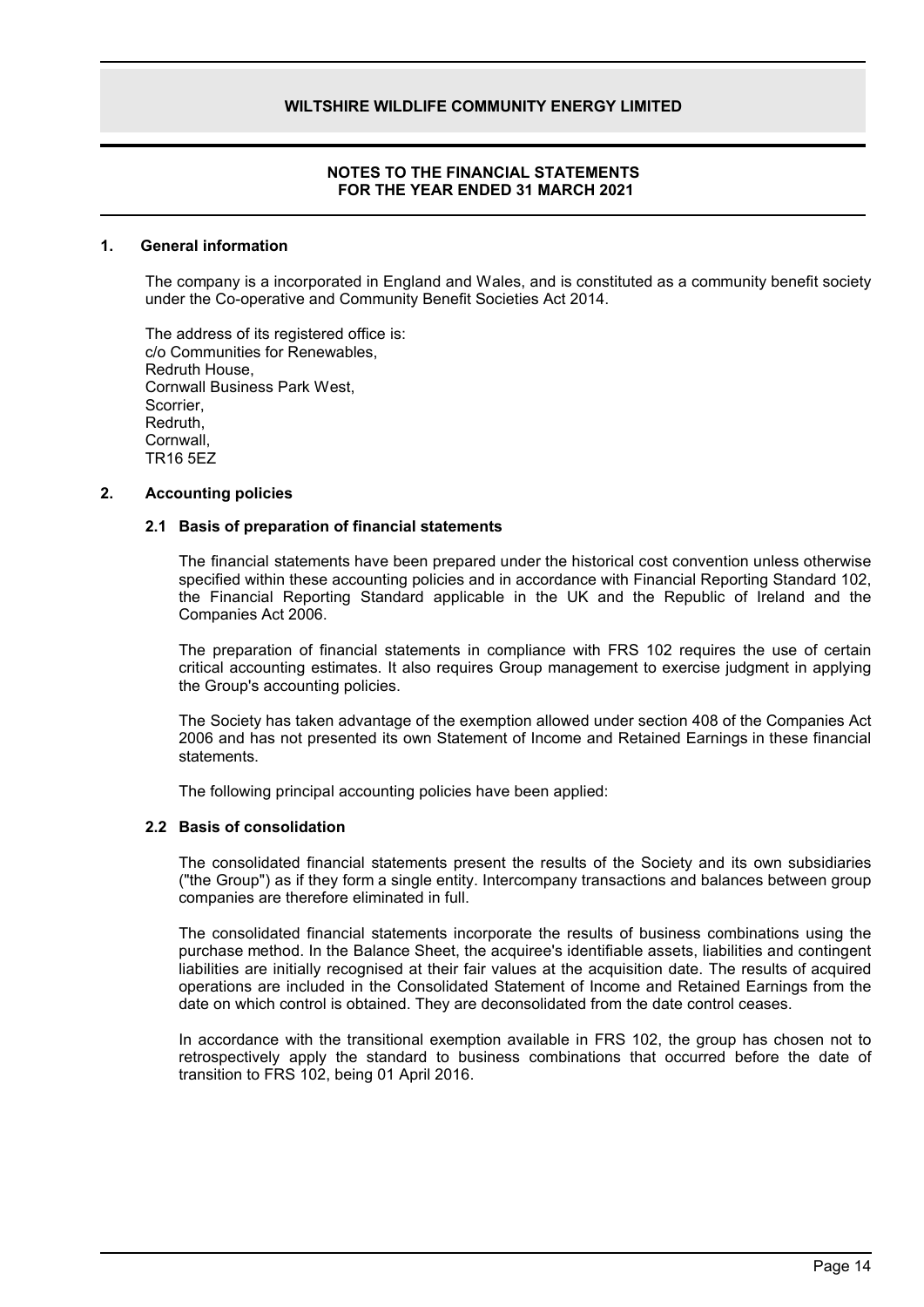## NOTES TO THE FINANCIAL STATEMENTS FOR THE YEAR ENDED 31 MARCH 2021

### 1. General information

The company is a incorporated in England and Wales, and is constituted as a community benefit society under the Co-operative and Community Benefit Societies Act 2014.

The address of its registered office is:
c/o Communities for Renewables,
Redruth House,
Cornwall Business Park West,
Scorrier,
Redruth,
Cornwall,
TR16 5EZ

### 2. Accounting policies

#### 2.1 Basis of preparation of financial statements

The financial statements have been prepared under the historical cost convention unless otherwise specified within these accounting policies and in accordance with Financial Reporting Standard 102, the Financial Reporting Standard applicable in the UK and the Republic of Ireland and the Companies Act 2006.

The preparation of financial statements in compliance with FRS 102 requires the use of certain critical accounting estimates. It also requires Group management to exercise judgment in applying the Group's accounting policies.

The Society has taken advantage of the exemption allowed under section 408 of the Companies Act 2006 and has not presented its own Statement of Income and Retained Earnings in these financial statements.

The following principal accounting policies have been applied:

#### 2.2 Basis of consolidation

The consolidated financial statements present the results of the Society and its own subsidiaries ("the Group") as if they form a single entity. Intercompany transactions and balances between group companies are therefore eliminated in full.

The consolidated financial statements incorporate the results of business combinations using the purchase method. In the Balance Sheet, the acquiree's identifiable assets, liabilities and contingent liabilities are initially recognised at their fair values at the acquisition date. The results of acquired operations are included in the Consolidated Statement of Income and Retained Earnings from the date on which control is obtained. They are deconsolidated from the date control ceases.

In accordance with the transitional exemption available in FRS 102, the group has chosen not to retrospectively apply the standard to business combinations that occurred before the date of transition to FRS 102, being 01 April 2016.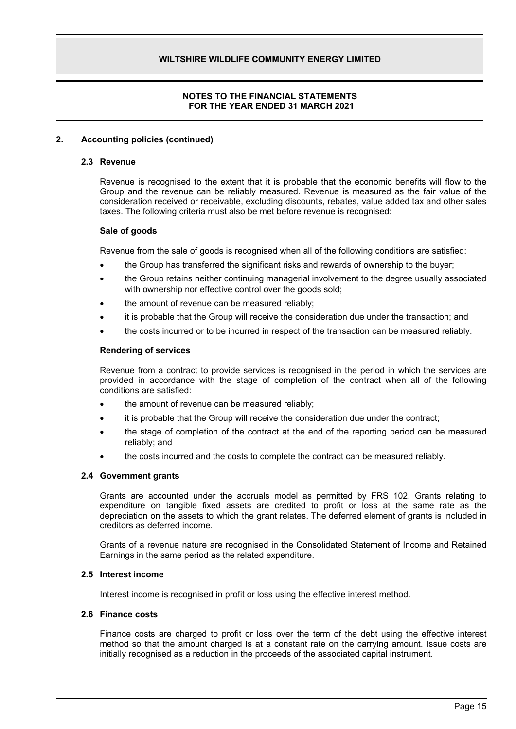## 2. Accounting policies (continued)

### 2.3 Revenue

Revenue is recognised to the extent that it is probable that the economic benefits will flow to the Group and the revenue can be reliably measured. Revenue is measured as the fair value of the consideration received or receivable, excluding discounts, rebates, value added tax and other sales taxes. The following criteria must also be met before revenue is recognised:

**Sale of goods**

Revenue from the sale of goods is recognised when all of the following conditions are satisfied:

- the Group has transferred the significant risks and rewards of ownership to the buyer;
- the Group retains neither continuing managerial involvement to the degree usually associated with ownership nor effective control over the goods sold;
- the amount of revenue can be measured reliably;
- it is probable that the Group will receive the consideration due under the transaction; and
- the costs incurred or to be incurred in respect of the transaction can be measured reliably.

**Rendering of services**

Revenue from a contract to provide services is recognised in the period in which the services are provided in accordance with the stage of completion of the contract when all of the following conditions are satisfied:

- the amount of revenue can be measured reliably;
- it is probable that the Group will receive the consideration due under the contract;
- the stage of completion of the contract at the end of the reporting period can be measured reliably; and
- the costs incurred and the costs to complete the contract can be measured reliably.

### 2.4 Government grants

Grants are accounted under the accruals model as permitted by FRS 102. Grants relating to expenditure on tangible fixed assets are credited to profit or loss at the same rate as the depreciation on the assets to which the grant relates. The deferred element of grants is included in creditors as deferred income.

Grants of a revenue nature are recognised in the Consolidated Statement of Income and Retained Earnings in the same period as the related expenditure.

### 2.5 Interest income

Interest income is recognised in profit or loss using the effective interest method.

### 2.6 Finance costs

Finance costs are charged to profit or loss over the term of the debt using the effective interest method so that the amount charged is at a constant rate on the carrying amount. Issue costs are initially recognised as a reduction in the proceeds of the associated capital instrument.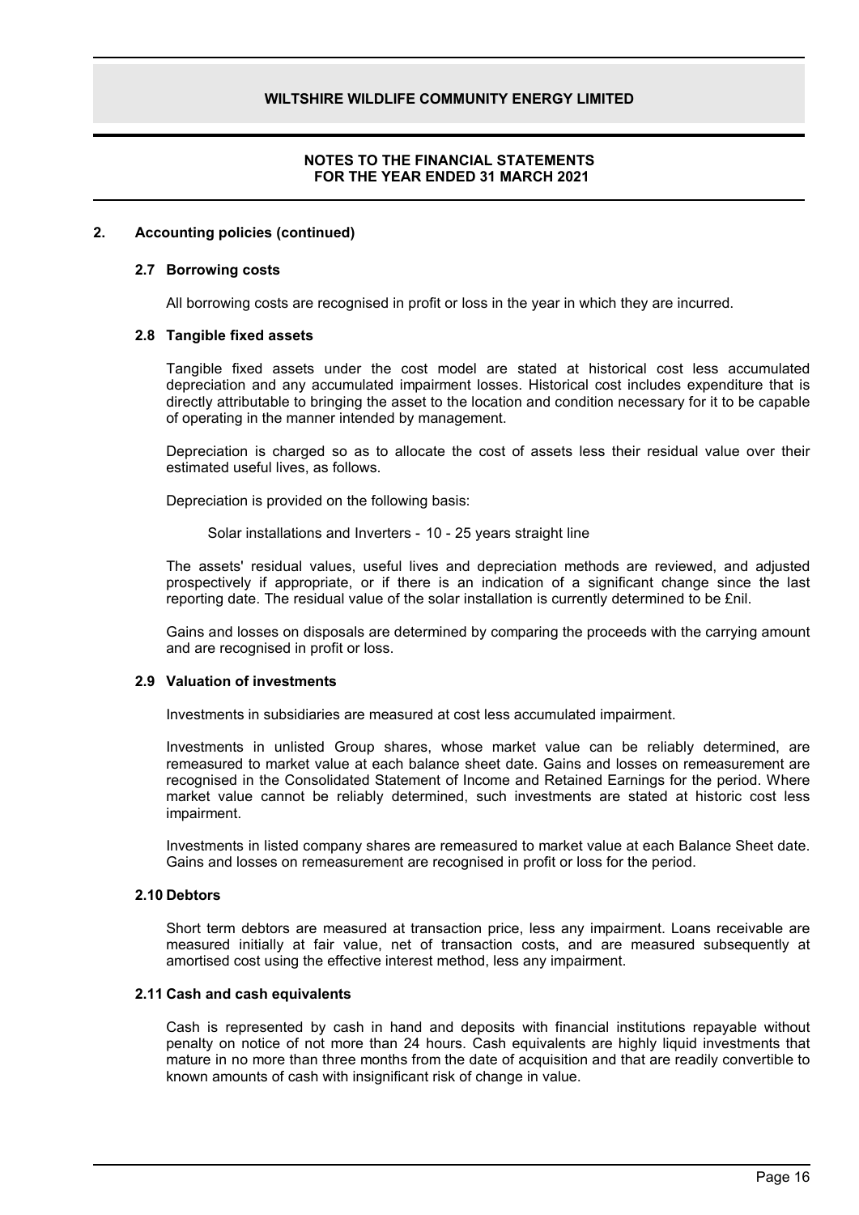## 2. Accounting policies (continued)

### 2.7 Borrowing costs

All borrowing costs are recognised in profit or loss in the year in which they are incurred.

### 2.8 Tangible fixed assets

Tangible fixed assets under the cost model are stated at historical cost less accumulated depreciation and any accumulated impairment losses. Historical cost includes expenditure that is directly attributable to bringing the asset to the location and condition necessary for it to be capable of operating in the manner intended by management.

Depreciation is charged so as to allocate the cost of assets less their residual value over their estimated useful lives, as follows.

Depreciation is provided on the following basis:

Solar installations and Inverters - 10 - 25 years straight line

The assets' residual values, useful lives and depreciation methods are reviewed, and adjusted prospectively if appropriate, or if there is an indication of a significant change since the last reporting date. The residual value of the solar installation is currently determined to be £nil.

Gains and losses on disposals are determined by comparing the proceeds with the carrying amount and are recognised in profit or loss.

### 2.9 Valuation of investments

Investments in subsidiaries are measured at cost less accumulated impairment.

Investments in unlisted Group shares, whose market value can be reliably determined, are remeasured to market value at each balance sheet date. Gains and losses on remeasurement are recognised in the Consolidated Statement of Income and Retained Earnings for the period. Where market value cannot be reliably determined, such investments are stated at historic cost less impairment.

Investments in listed company shares are remeasured to market value at each Balance Sheet date. Gains and losses on remeasurement are recognised in profit or loss for the period.

### 2.10 Debtors

Short term debtors are measured at transaction price, less any impairment. Loans receivable are measured initially at fair value, net of transaction costs, and are measured subsequently at amortised cost using the effective interest method, less any impairment.

### 2.11 Cash and cash equivalents

Cash is represented by cash in hand and deposits with financial institutions repayable without penalty on notice of not more than 24 hours. Cash equivalents are highly liquid investments that mature in no more than three months from the date of acquisition and that are readily convertible to known amounts of cash with insignificant risk of change in value.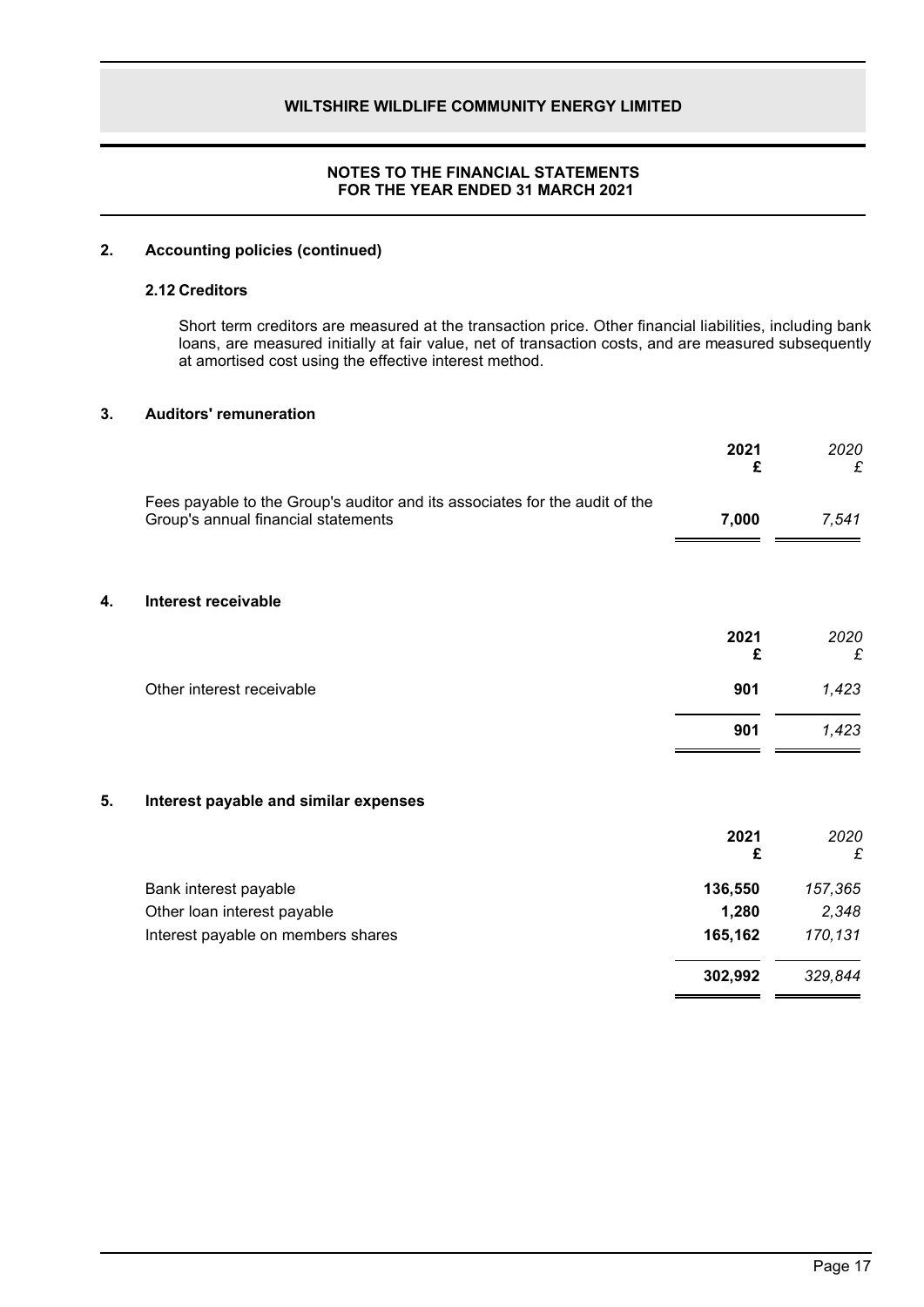## 2. Accounting policies (continued)

### 2.12 Creditors

Short term creditors are measured at the transaction price. Other financial liabilities, including bank loans, are measured initially at fair value, net of transaction costs, and are measured subsequently at amortised cost using the effective interest method.

## 3. Auditors' remuneration

| | 2021 £ | *2020 £* |
|---|---|---|
| Fees payable to the Group's auditor and its associates for the audit of the Group's annual financial statements | **7,000** | *7,541* |

## 4. Interest receivable

| | 2021 £ | *2020 £* |
|---|---|---|
| Other interest receivable | **901** | *1,423* |
| | **901** | *1,423* |

## 5. Interest payable and similar expenses

| | 2021 £ | *2020 £* |
|---|---|---|
| Bank interest payable | **136,550** | *157,365* |
| Other loan interest payable | **1,280** | *2,348* |
| Interest payable on members shares | **165,162** | *170,131* |
| | **302,992** | *329,844* |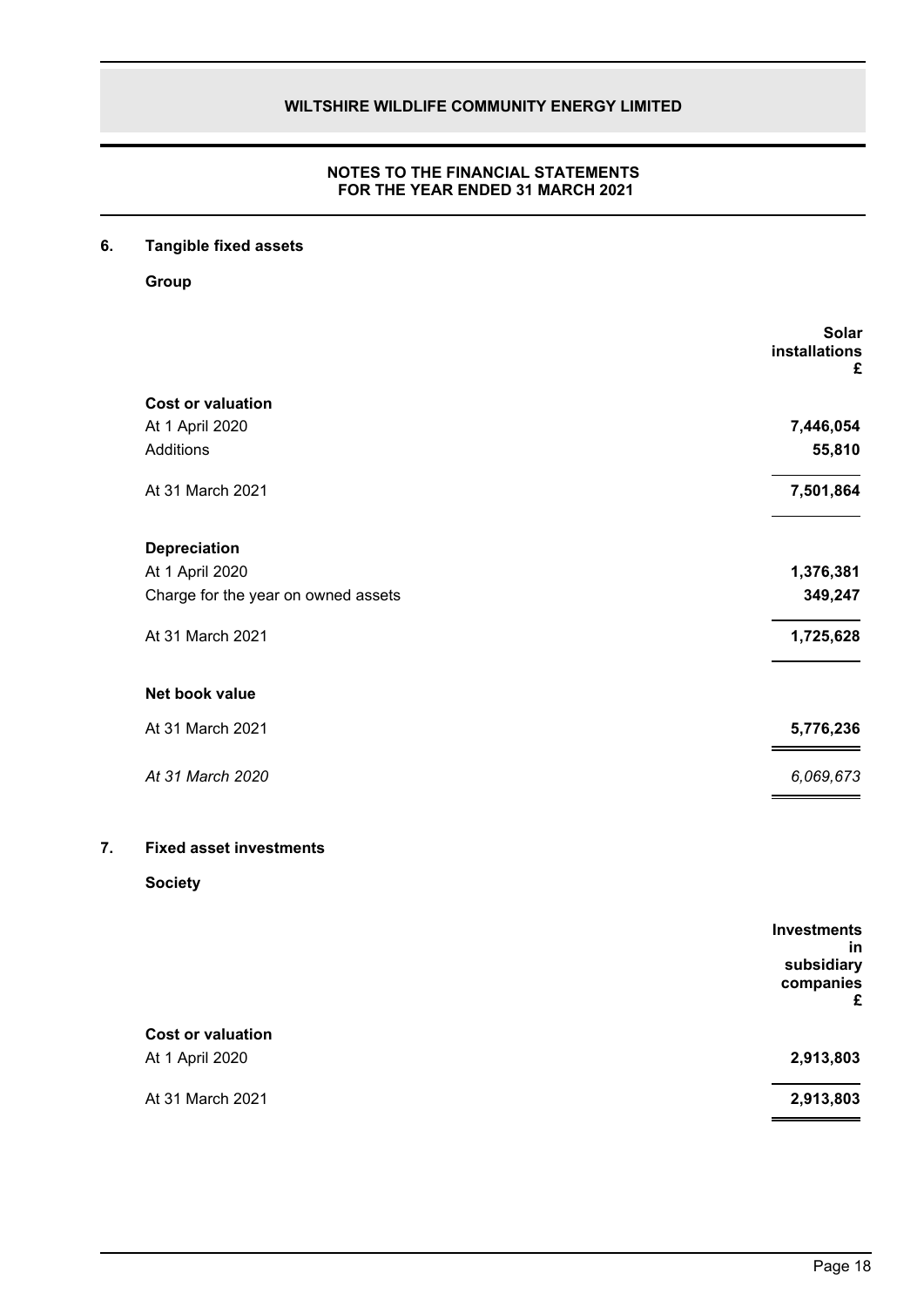## 6. Tangible fixed assets

**Group**

| | Solar installations £ |
|---|---|
| **Cost or valuation** | |
| At 1 April 2020 | **7,446,054** |
| Additions | **55,810** |
| At 31 March 2021 | **7,501,864** |
| **Depreciation** | |
| At 1 April 2020 | **1,376,381** |
| Charge for the year on owned assets | **349,247** |
| At 31 March 2021 | **1,725,628** |
| **Net book value** | |
| At 31 March 2021 | **5,776,236** |
| *At 31 March 2020* | *6,069,673* |

## 7. Fixed asset investments

**Society**

| | Investments in subsidiary companies £ |
|---|---|
| **Cost or valuation** | |
| At 1 April 2020 | **2,913,803** |
| At 31 March 2021 | **2,913,803** |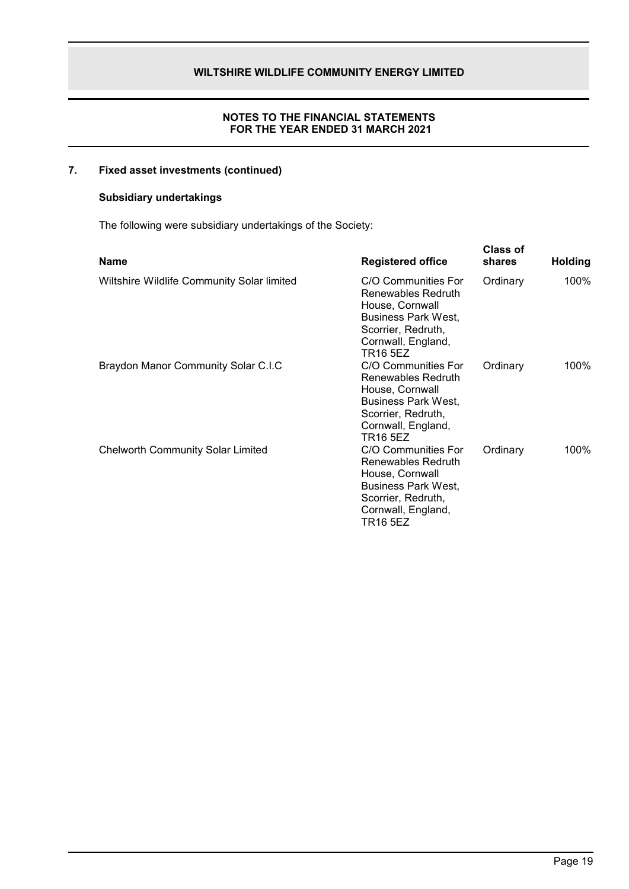## 7. Fixed asset investments (continued)

### Subsidiary undertakings

The following were subsidiary undertakings of the Society:

| Name | Registered office | Class of shares | Holding |
|---|---|---|---|
| Wiltshire Wildlife Community Solar limited | C/O Communities For Renewables Redruth House, Cornwall Business Park West, Scorrier, Redruth, Cornwall, England, TR16 5EZ | Ordinary | 100% |
| Braydon Manor Community Solar C.I.C | C/O Communities For Renewables Redruth House, Cornwall Business Park West, Scorrier, Redruth, Cornwall, England, TR16 5EZ | Ordinary | 100% |
| Chelworth Community Solar Limited | C/O Communities For Renewables Redruth House, Cornwall Business Park West, Scorrier, Redruth, Cornwall, England, TR16 5EZ | Ordinary | 100% |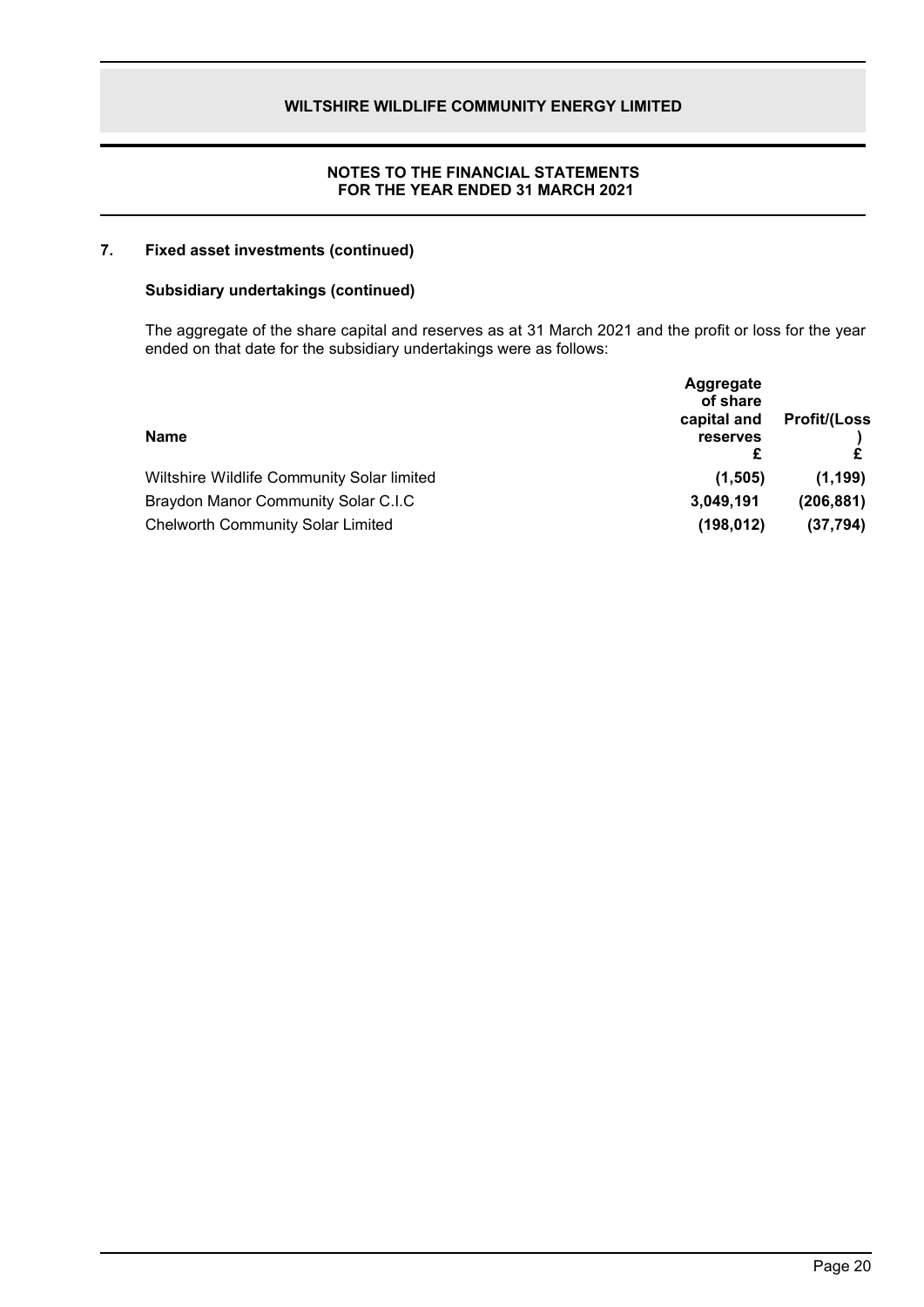## 7. Fixed asset investments (continued)

### Subsidiary undertakings (continued)

The aggregate of the share capital and reserves as at 31 March 2021 and the profit or loss for the year ended on that date for the subsidiary undertakings were as follows:

| Name | Aggregate of share capital and reserves £ | Profit/(Loss) £ |
|---|---|---|
| Wiltshire Wildlife Community Solar limited | **(1,505)** | **(1,199)** |
| Braydon Manor Community Solar C.I.C | **3,049,191** | **(206,881)** |
| Chelworth Community Solar Limited | **(198,012)** | **(37,794)** |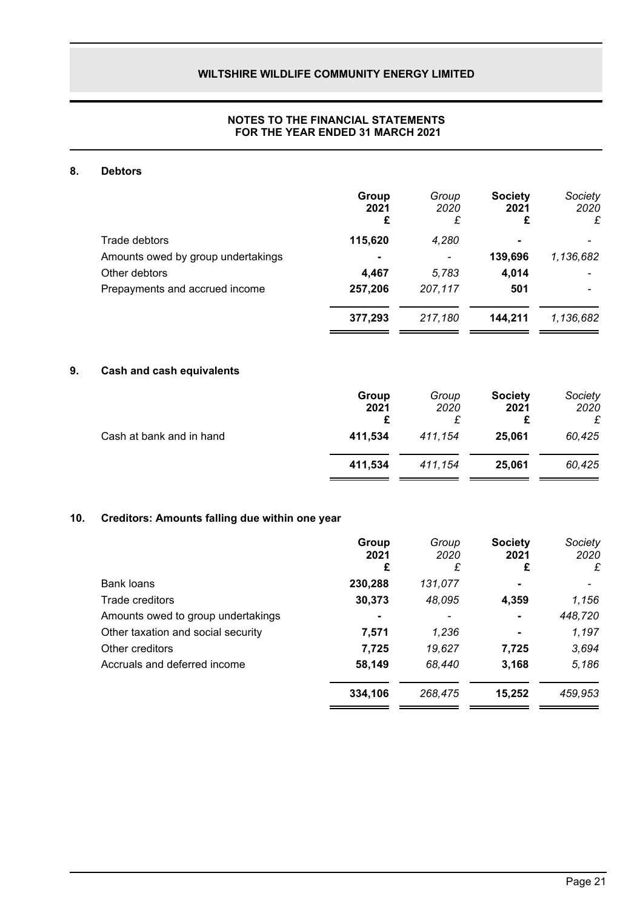## NOTES TO THE FINANCIAL STATEMENTS
## FOR THE YEAR ENDED 31 MARCH 2021

### 8. Debtors

| | **Group 2021 £** | *Group 2020 £* | **Society 2021 £** | *Society 2020 £* |
|---|---|---|---|---|
| Trade debtors | **115,620** | *4,280* | **-** | *-* |
| Amounts owed by group undertakings | **-** | *-* | **139,696** | *1,136,682* |
| Other debtors | **4,467** | *5,783* | **4,014** | *-* |
| Prepayments and accrued income | **257,206** | *207,117* | **501** | *-* |
| | **377,293** | *217,180* | **144,211** | *1,136,682* |

### 9. Cash and cash equivalents

| | **Group 2021 £** | *Group 2020 £* | **Society 2021 £** | *Society 2020 £* |
|---|---|---|---|---|
| Cash at bank and in hand | **411,534** | *411,154* | **25,061** | *60,425* |
| | **411,534** | *411,154* | **25,061** | *60,425* |

### 10. Creditors: Amounts falling due within one year

| | **Group 2021 £** | *Group 2020 £* | **Society 2021 £** | *Society 2020 £* |
|---|---|---|---|---|
| Bank loans | **230,288** | *131,077* | **-** | *-* |
| Trade creditors | **30,373** | *48,095* | **4,359** | *1,156* |
| Amounts owed to group undertakings | **-** | *-* | **-** | *448,720* |
| Other taxation and social security | **7,571** | *1,236* | **-** | *1,197* |
| Other creditors | **7,725** | *19,627* | **7,725** | *3,694* |
| Accruals and deferred income | **58,149** | *68,440* | **3,168** | *5,186* |
| | **334,106** | *268,475* | **15,252** | *459,953* |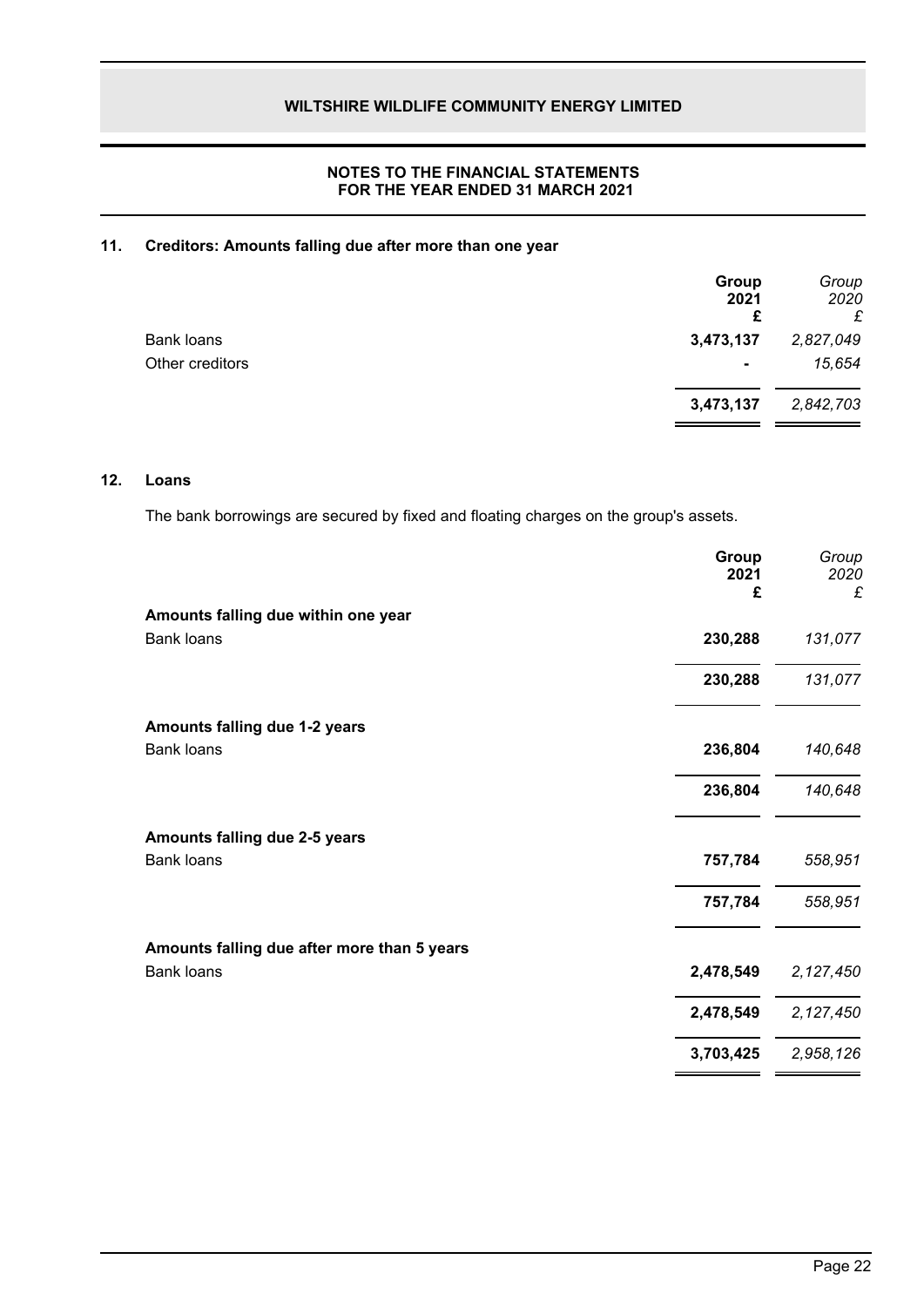# NOTES TO THE FINANCIAL STATEMENTS
# FOR THE YEAR ENDED 31 MARCH 2021

## 11. Creditors: Amounts falling due after more than one year

| | **Group 2021 £** | *Group 2020 £* |
|---|---|---|
| Bank loans | **3,473,137** | *2,827,049* |
| Other creditors | **-** | *15,654* |
| | **3,473,137** | *2,842,703* |

## 12. Loans

The bank borrowings are secured by fixed and floating charges on the group's assets.

| | **Group 2021 £** | *Group 2020 £* |
|---|---|---|
| **Amounts falling due within one year** | | |
| Bank loans | **230,288** | *131,077* |
| | **230,288** | *131,077* |
| **Amounts falling due 1-2 years** | | |
| Bank loans | **236,804** | *140,648* |
| | **236,804** | *140,648* |
| **Amounts falling due 2-5 years** | | |
| Bank loans | **757,784** | *558,951* |
| | **757,784** | *558,951* |
| **Amounts falling due after more than 5 years** | | |
| Bank loans | **2,478,549** | *2,127,450* |
| | **2,478,549** | *2,127,450* |
| | **3,703,425** | *2,958,126* |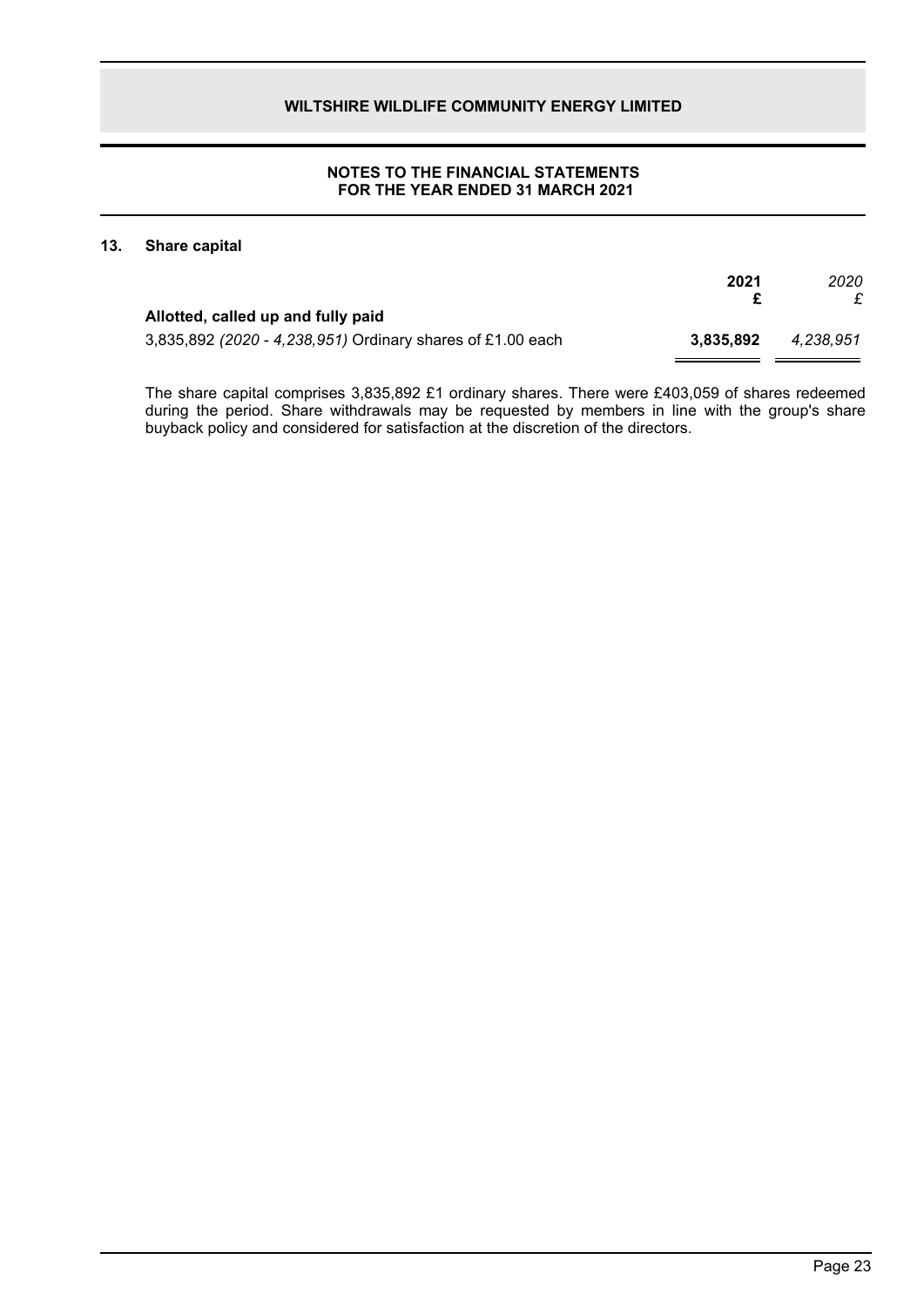## 13. Share capital

| | 2021 £ | *2020 £* |
|---|---|---|
| **Allotted, called up and fully paid** | | |
| 3,835,892 *(2020 - 4,238,951)* Ordinary shares of £1.00 each | **3,835,892** | *4,238,951* |

The share capital comprises 3,835,892 £1 ordinary shares. There were £403,059 of shares redeemed during the period. Share withdrawals may be requested by members in line with the group's share buyback policy and considered for satisfaction at the discretion of the directors.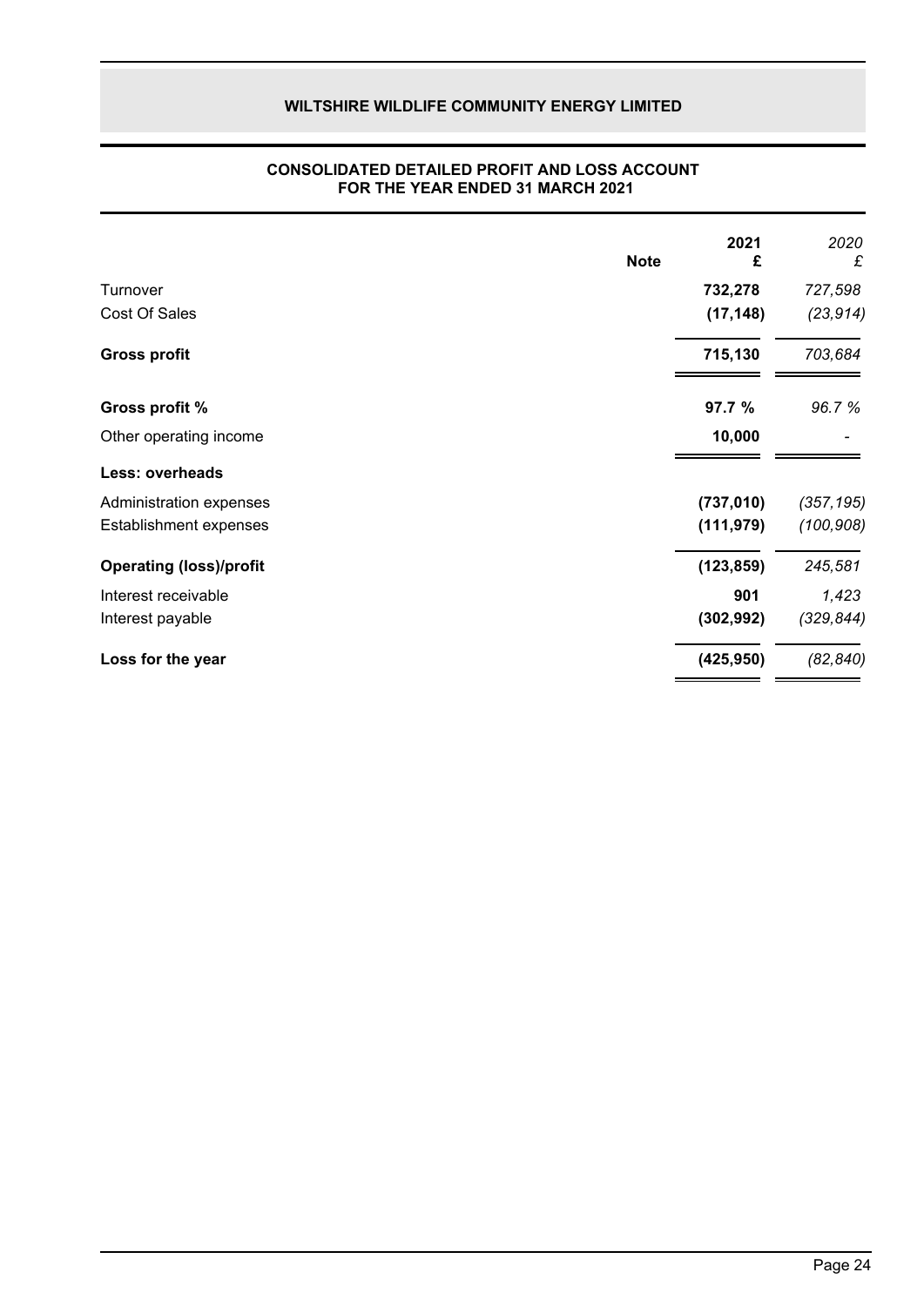# WILTSHIRE WILDLIFE COMMUNITY ENERGY LIMITED

## CONSOLIDATED DETAILED PROFIT AND LOSS ACCOUNT FOR THE YEAR ENDED 31 MARCH 2021

| | Note | 2021 £ | *2020 £* |
|---|---|---|---|
| Turnover | | **732,278** | *727,598* |
| Cost Of Sales | | **(17,148)** | *(23,914)* |
| **Gross profit** | | **715,130** | *703,684* |
| **Gross profit %** | | **97.7 %** | *96.7 %* |
| Other operating income | | **10,000** | *-* |
| **Less: overheads** | | | |
| Administration expenses | | **(737,010)** | *(357,195)* |
| Establishment expenses | | **(111,979)** | *(100,908)* |
| **Operating (loss)/profit** | | **(123,859)** | *245,581* |
| Interest receivable | | **901** | *1,423* |
| Interest payable | | **(302,992)** | *(329,844)* |
| **Loss for the year** | | **(425,950)** | *(82,840)* |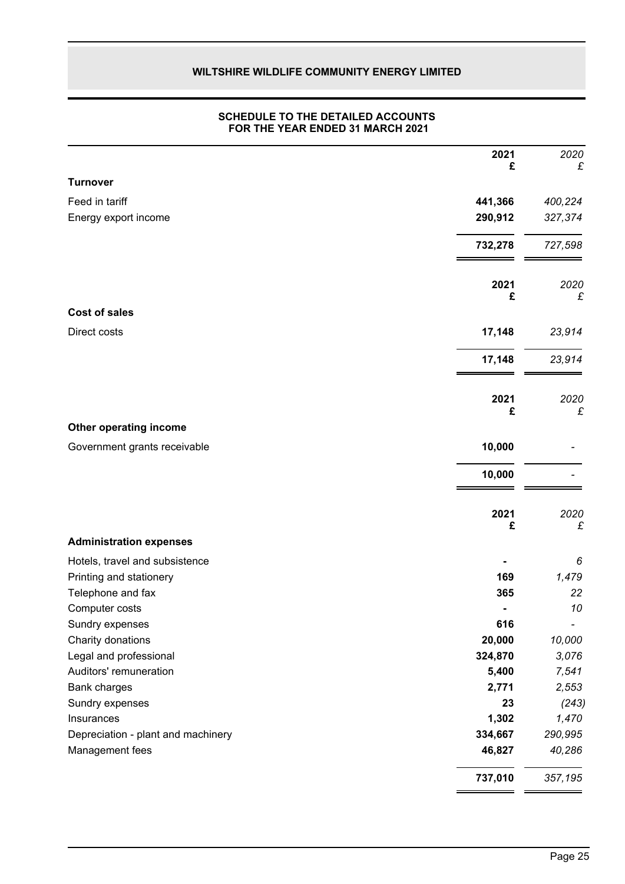# WILTSHIRE WILDLIFE COMMUNITY ENERGY LIMITED

## SCHEDULE TO THE DETAILED ACCOUNTS FOR THE YEAR ENDED 31 MARCH 2021

| | 2021 £ | 2020 £ |
|---|---|---|
| **Turnover** | | |
| Feed in tariff | **441,366** | *400,224* |
| Energy export income | **290,912** | *327,374* |
| | **732,278** | *727,598* |

| | 2021 £ | 2020 £ |
|---|---|---|
| **Cost of sales** | | |
| Direct costs | **17,148** | *23,914* |
| | **17,148** | *23,914* |

| | 2021 £ | 2020 £ |
|---|---|---|
| **Other operating income** | | |
| Government grants receivable | **10,000** | - |
| | **10,000** | - |

| | 2021 £ | 2020 £ |
|---|---|---|
| **Administration expenses** | | |
| Hotels, travel and subsistence | **-** | *6* |
| Printing and stationery | **169** | *1,479* |
| Telephone and fax | **365** | *22* |
| Computer costs | **-** | *10* |
| Sundry expenses | **616** | - |
| Charity donations | **20,000** | *10,000* |
| Legal and professional | **324,870** | *3,076* |
| Auditors' remuneration | **5,400** | *7,541* |
| Bank charges | **2,771** | *2,553* |
| Sundry expenses | **23** | *(243)* |
| Insurances | **1,302** | *1,470* |
| Depreciation - plant and machinery | **334,667** | *290,995* |
| Management fees | **46,827** | *40,286* |
| | **737,010** | *357,195* |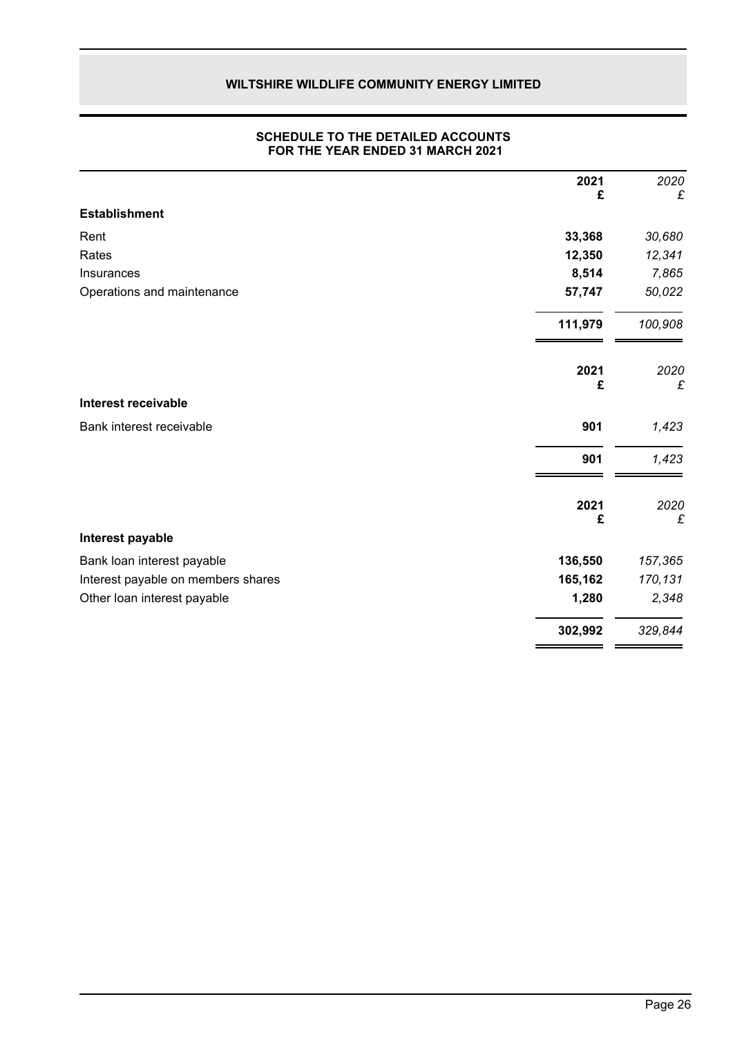## SCHEDULE TO THE DETAILED ACCOUNTS
## FOR THE YEAR ENDED 31 MARCH 2021

| | 2021 £ | 2020 £ |
|---|---|---|
| **Establishment** | | |
| Rent | **33,368** | *30,680* |
| Rates | **12,350** | *12,341* |
| Insurances | **8,514** | *7,865* |
| Operations and maintenance | **57,747** | *50,022* |
| | **111,979** | *100,908* |

| | 2021 £ | 2020 £ |
|---|---|---|
| **Interest receivable** | | |
| Bank interest receivable | **901** | *1,423* |
| | **901** | *1,423* |

| | 2021 £ | 2020 £ |
|---|---|---|
| **Interest payable** | | |
| Bank loan interest payable | **136,550** | *157,365* |
| Interest payable on members shares | **165,162** | *170,131* |
| Other loan interest payable | **1,280** | *2,348* |
| | **302,992** | *329,844* |